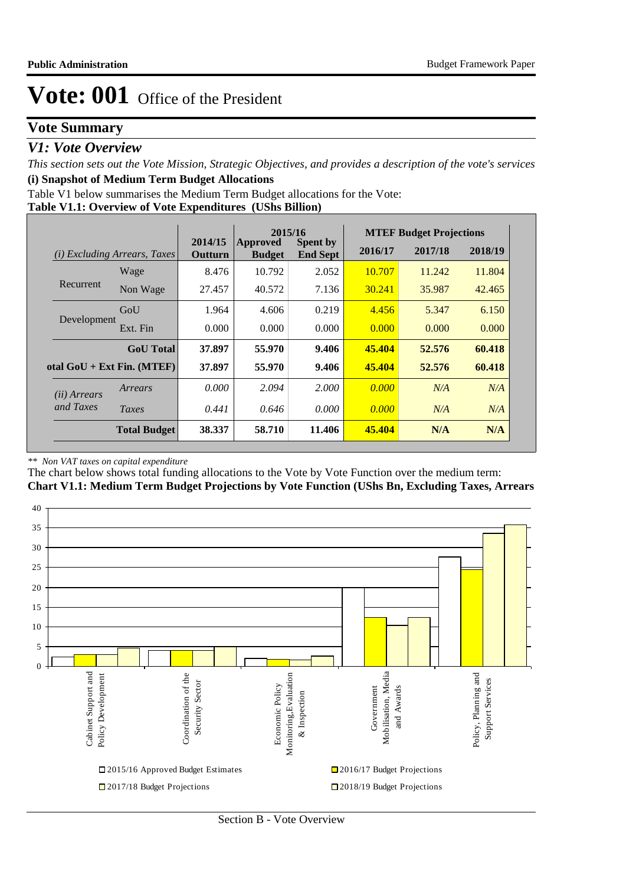# Vote: 001 Office of the President

## Vote Summary

### *V1: Vote Overview*

*This section sets out the Vote Mission, Strategic Objectives, and provides a description of the vote's services*

**(i) Snapshot of Medium Term Budget Allocations**

Table V1 below summarises the Medium Term Budget allocations for the Vote:

**Table V1.1: Overview of Vote Expenditures (UShs Billion)**

| *(i) Excluding Arrears, Taxes* | | 2014/15 Outturn | 2015/16 Approved Budget | 2015/16 Spent by End Sept | MTEF Budget Projections 2016/17 | 2017/18 | 2018/19 |
|---|---|---|---|---|---|---|---|
| Recurrent | Wage | 8.476 | 10.792 | 2.052 | 10.707 | 11.242 | 11.804 |
| | Non Wage | 27.457 | 40.572 | 7.136 | 30.241 | 35.987 | 42.465 |
| Development | GoU | 1.964 | 4.606 | 0.219 | 4.456 | 5.347 | 6.150 |
| | Ext. Fin | 0.000 | 0.000 | 0.000 | 0.000 | 0.000 | 0.000 |
| | **GoU Total** | **37.897** | **55.970** | **9.406** | **45.404** | **52.576** | **60.418** |
| **otal GoU + Ext Fin. (MTEF)** | | **37.897** | **55.970** | **9.406** | **45.404** | **52.576** | **60.418** |
| *(ii) Arrears and Taxes* | *Arrears* | *0.000* | *2.094* | *2.000* | *0.000* | *N/A* | *N/A* |
| | *Taxes* | *0.441* | *0.646* | *0.000* | *0.000* | *N/A* | *N/A* |
| | **Total Budget** | **38.337** | **58.710** | **11.406** | **45.404** | **N/A** | **N/A** |

*\*\* Non VAT taxes on capital expenditure*

The chart below shows total funding allocations to the Vote by Vote Function over the medium term:

**Chart V1.1: Medium Term Budget Projections by Vote Function (UShs Bn, Excluding Taxes, Arrears**

| Vote Function | 2015/16 Approved Budget Estimates | 2016/17 Budget Projections | 2017/18 Budget Projections | 2018/19 Budget Projections |
|---|---|---|---|---|
| Cabinet Support and Policy Development | ~2.3 | ~3 | ~3 | ~4.6 |
| Coordination of the Security Sector | ~4 | ~4 | ~4 | ~5 |
| Economic Policy Monitoring,Evaluation & Inspection | ~2 | ~1.7 | ~1.6 | ~2.6 |
| Government Mobilisation, Media and Awards | ~20 | ~12.4 | ~10.4 | ~12.4 |
| Policy, Planning and Support Services | ~27.5 | ~24.5 | ~33.5 | ~35.7 |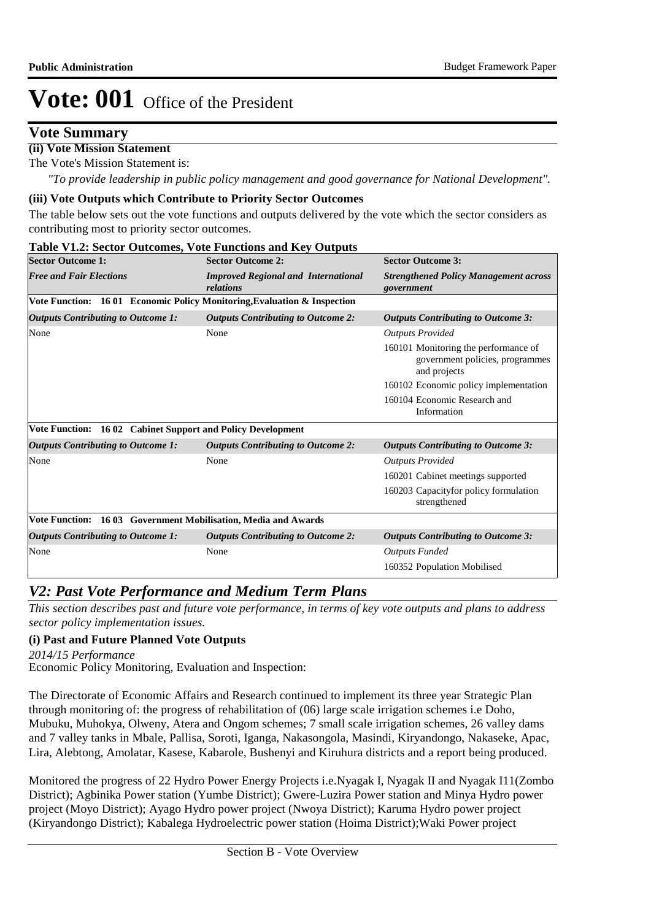# Vote: 001 Office of the President

## Vote Summary

**(ii) Vote Mission Statement**

The Vote's Mission Statement is:

*"To provide leadership in public policy management and good governance for National Development".*

**(iii) Vote Outputs which Contribute to Priority Sector Outcomes**

The table below sets out the vote functions and outputs delivered by the vote which the sector considers as contributing most to priority sector outcomes.

**Table V1.2: Sector Outcomes, Vote Functions and Key Outputs**

| **Sector Outcome 1:** | **Sector Outcome 2:** | **Sector Outcome 3:** |
|---|---|---|
| ***Free and Fair Elections*** | ***Improved Regional and International relations*** | ***Strengthened Policy Management across government*** |
| **Vote Function: 16 01 Economic Policy Monitoring,Evaluation & Inspection** | | |
| ***Outputs Contributing to Outcome 1:*** | ***Outputs Contributing to Outcome 2:*** | ***Outputs Contributing to Outcome 3:*** |
| None | None | *Outputs Provided*<br>160101 Monitoring the performance of government policies, programmes and projects<br>160102 Economic policy implementation<br>160104 Economic Research and Information |
| **Vote Function: 16 02 Cabinet Support and Policy Development** | | |
| ***Outputs Contributing to Outcome 1:*** | ***Outputs Contributing to Outcome 2:*** | ***Outputs Contributing to Outcome 3:*** |
| None | None | *Outputs Provided*<br>160201 Cabinet meetings supported<br>160203 Capacityfor policy formulation strengthened |
| **Vote Function: 16 03 Government Mobilisation, Media and Awards** | | |
| ***Outputs Contributing to Outcome 1:*** | ***Outputs Contributing to Outcome 2:*** | ***Outputs Contributing to Outcome 3:*** |
| None | None | *Outputs Funded*<br>160352 Population Mobilised |

## *V2: Past Vote Performance and Medium Term Plans*

*This section describes past and future vote performance, in terms of key vote outputs and plans to address sector policy implementation issues.*

**(i) Past and Future Planned Vote Outputs**

*2014/15 Performance*

Economic Policy Monitoring, Evaluation and Inspection:

The Directorate of Economic Affairs and Research continued to implement its three year Strategic Plan through monitoring of: the progress of rehabilitation of (06) large scale irrigation schemes i.e Doho, Mubuku, Muhokya, Olweny, Atera and Ongom schemes; 7 small scale irrigation schemes, 26 valley dams and 7 valley tanks in Mbale, Pallisa, Soroti, Iganga, Nakasongola, Masindi, Kiryandongo, Nakaseke, Apac, Lira, Alebtong, Amolatar, Kasese, Kabarole, Bushenyi and Kiruhura districts and a report being produced.

Monitored the progress of 22 Hydro Power Energy Projects i.e.Nyagak I, Nyagak II and Nyagak I11(Zombo District); Agbinika Power station (Yumbe District); Gwere-Luzira Power station and Minya Hydro power project (Moyo District); Ayago Hydro power project (Nwoya District); Karuma Hydro power project (Kiryandongo District); Kabalega Hydroelectric power station (Hoima District);Waki Power project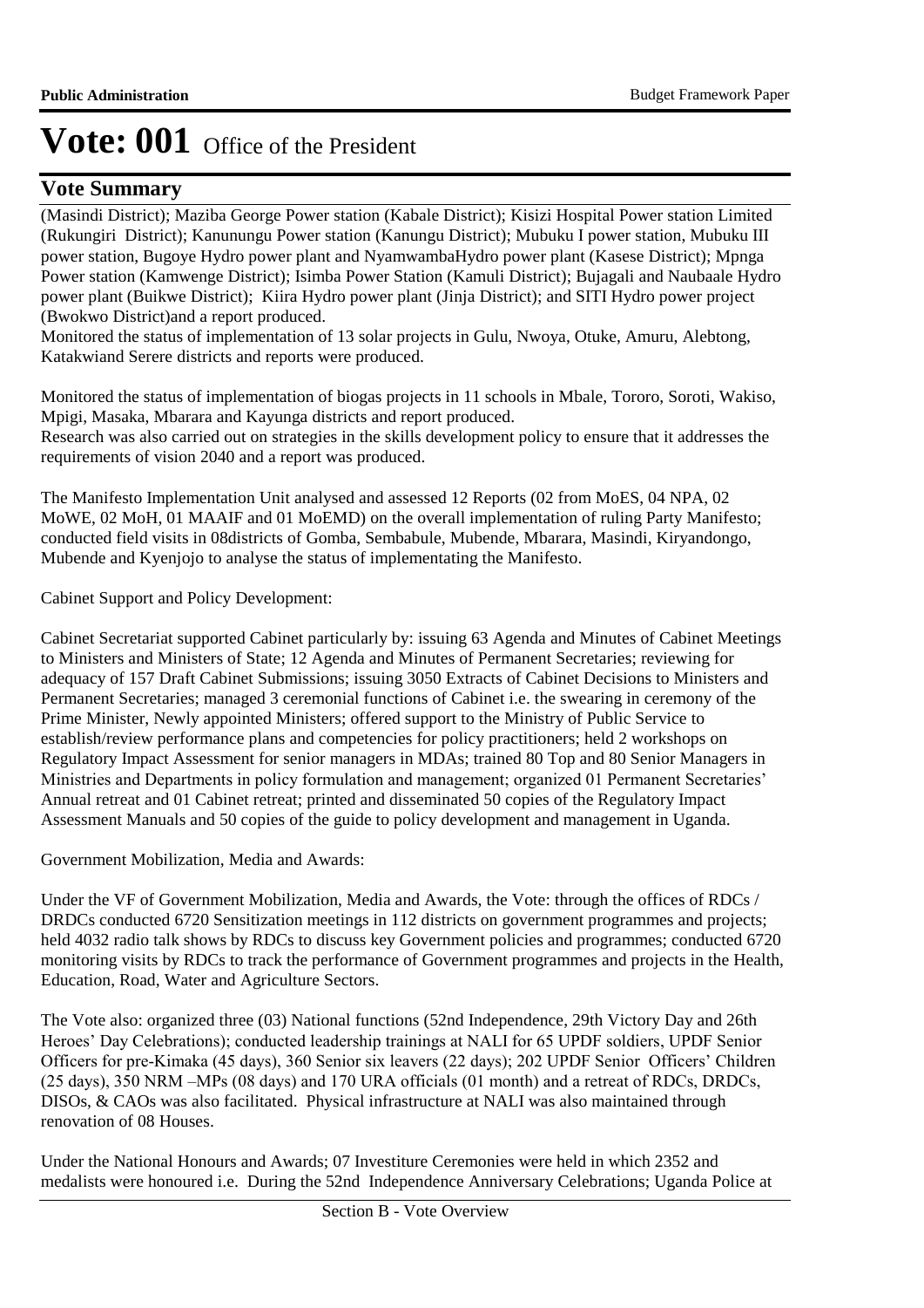# Vote: 001 Office of the President

## Vote Summary

(Masindi District); Maziba George Power station (Kabale District); Kisizi Hospital Power station Limited (Rukungiri District); Kanunungu Power station (Kanungu District); Mubuku I power station, Mubuku III power station, Bugoye Hydro power plant and NyamwambaHydro power plant (Kasese District); Mpnga Power station (Kamwenge District); Isimba Power Station (Kamuli District); Bujagali and Naubaale Hydro power plant (Buikwe District); Kiira Hydro power plant (Jinja District); and SITI Hydro power project (Bwokwo District)and a report produced.

Monitored the status of implementation of 13 solar projects in Gulu, Nwoya, Otuke, Amuru, Alebtong, Katakwiand Serere districts and reports were produced.

Monitored the status of implementation of biogas projects in 11 schools in Mbale, Tororo, Soroti, Wakiso, Mpigi, Masaka, Mbarara and Kayunga districts and report produced.

Research was also carried out on strategies in the skills development policy to ensure that it addresses the requirements of vision 2040 and a report was produced.

The Manifesto Implementation Unit analysed and assessed 12 Reports (02 from MoES, 04 NPA, 02 MoWE, 02 MoH, 01 MAAIF and 01 MoEMD) on the overall implementation of ruling Party Manifesto; conducted field visits in 08districts of Gomba, Sembabule, Mubende, Mbarara, Masindi, Kiryandongo, Mubende and Kyenjojo to analyse the status of implementating the Manifesto.

Cabinet Support and Policy Development:

Cabinet Secretariat supported Cabinet particularly by: issuing 63 Agenda and Minutes of Cabinet Meetings to Ministers and Ministers of State; 12 Agenda and Minutes of Permanent Secretaries; reviewing for adequacy of 157 Draft Cabinet Submissions; issuing 3050 Extracts of Cabinet Decisions to Ministers and Permanent Secretaries; managed 3 ceremonial functions of Cabinet i.e. the swearing in ceremony of the Prime Minister, Newly appointed Ministers; offered support to the Ministry of Public Service to establish/review performance plans and competencies for policy practitioners; held 2 workshops on Regulatory Impact Assessment for senior managers in MDAs; trained 80 Top and 80 Senior Managers in Ministries and Departments in policy formulation and management; organized 01 Permanent Secretaries' Annual retreat and 01 Cabinet retreat; printed and disseminated 50 copies of the Regulatory Impact Assessment Manuals and 50 copies of the guide to policy development and management in Uganda.

Government Mobilization, Media and Awards:

Under the VF of Government Mobilization, Media and Awards, the Vote: through the offices of RDCs / DRDCs conducted 6720 Sensitization meetings in 112 districts on government programmes and projects; held 4032 radio talk shows by RDCs to discuss key Government policies and programmes; conducted 6720 monitoring visits by RDCs to track the performance of Government programmes and projects in the Health, Education, Road, Water and Agriculture Sectors.

The Vote also: organized three (03) National functions (52nd Independence, 29th Victory Day and 26th Heroes' Day Celebrations); conducted leadership trainings at NALI for 65 UPDF soldiers, UPDF Senior Officers for pre-Kimaka (45 days), 360 Senior six leavers (22 days); 202 UPDF Senior Officers' Children (25 days), 350 NRM –MPs (08 days) and 170 URA officials (01 month) and a retreat of RDCs, DRDCs, DISOs, & CAOs was also facilitated. Physical infrastructure at NALI was also maintained through renovation of 08 Houses.

Under the National Honours and Awards; 07 Investiture Ceremonies were held in which 2352 and medalists were honoured i.e. During the 52nd Independence Anniversary Celebrations; Uganda Police at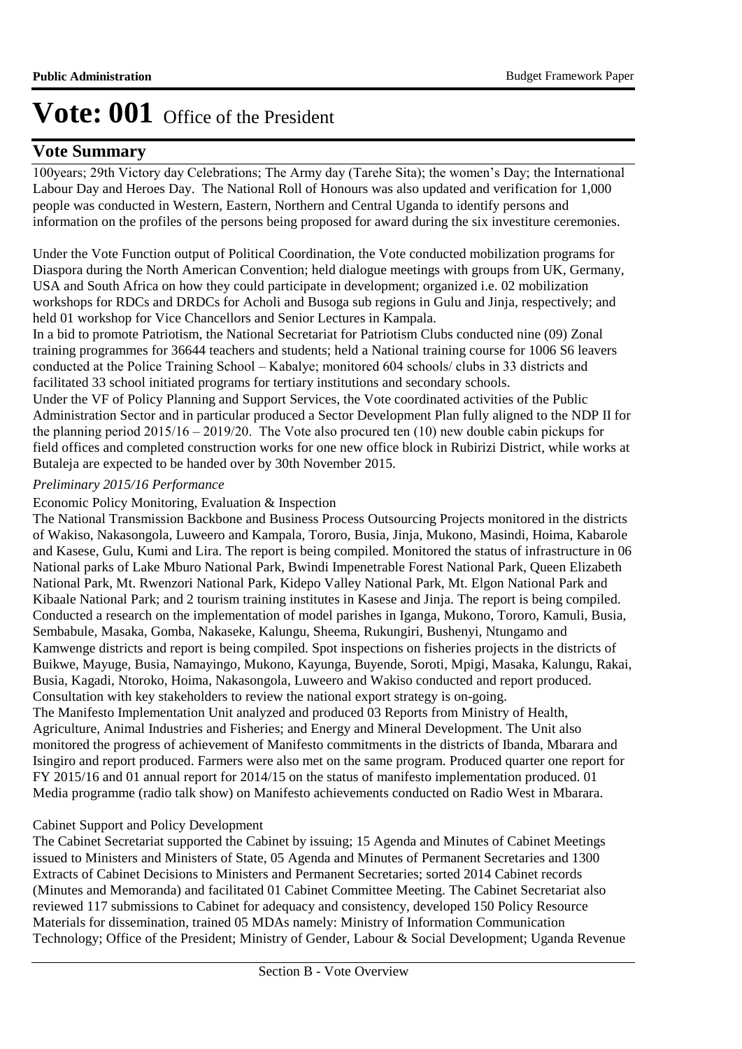# Vote: 001 Office of the President

## Vote Summary

100years; 29th Victory day Celebrations; The Army day (Tarehe Sita); the women's Day; the International Labour Day and Heroes Day. The National Roll of Honours was also updated and verification for 1,000 people was conducted in Western, Eastern, Northern and Central Uganda to identify persons and information on the profiles of the persons being proposed for award during the six investiture ceremonies.

Under the Vote Function output of Political Coordination, the Vote conducted mobilization programs for Diaspora during the North American Convention; held dialogue meetings with groups from UK, Germany, USA and South Africa on how they could participate in development; organized i.e. 02 mobilization workshops for RDCs and DRDCs for Acholi and Busoga sub regions in Gulu and Jinja, respectively; and held 01 workshop for Vice Chancellors and Senior Lectures in Kampala.

In a bid to promote Patriotism, the National Secretariat for Patriotism Clubs conducted nine (09) Zonal training programmes for 36644 teachers and students; held a National training course for 1006 S6 leavers conducted at the Police Training School – Kabalye; monitored 604 schools/ clubs in 33 districts and facilitated 33 school initiated programs for tertiary institutions and secondary schools.

Under the VF of Policy Planning and Support Services, the Vote coordinated activities of the Public Administration Sector and in particular produced a Sector Development Plan fully aligned to the NDP II for the planning period 2015/16 – 2019/20. The Vote also procured ten (10) new double cabin pickups for field offices and completed construction works for one new office block in Rubirizi District, while works at Butaleja are expected to be handed over by 30th November 2015.

*Preliminary 2015/16 Performance*

Economic Policy Monitoring, Evaluation & Inspection

The National Transmission Backbone and Business Process Outsourcing Projects monitored in the districts of Wakiso, Nakasongola, Luweero and Kampala, Tororo, Busia, Jinja, Mukono, Masindi, Hoima, Kabarole and Kasese, Gulu, Kumi and Lira. The report is being compiled. Monitored the status of infrastructure in 06 National parks of Lake Mburo National Park, Bwindi Impenetrable Forest National Park, Queen Elizabeth National Park, Mt. Rwenzori National Park, Kidepo Valley National Park, Mt. Elgon National Park and Kibaale National Park; and 2 tourism training institutes in Kasese and Jinja. The report is being compiled. Conducted a research on the implementation of model parishes in Iganga, Mukono, Tororo, Kamuli, Busia, Sembabule, Masaka, Gomba, Nakaseke, Kalungu, Sheema, Rukungiri, Bushenyi, Ntungamo and Kamwenge districts and report is being compiled. Spot inspections on fisheries projects in the districts of Buikwe, Mayuge, Busia, Namayingo, Mukono, Kayunga, Buyende, Soroti, Mpigi, Masaka, Kalungu, Rakai, Busia, Kagadi, Ntoroko, Hoima, Nakasongola, Luweero and Wakiso conducted and report produced. Consultation with key stakeholders to review the national export strategy is on-going.

The Manifesto Implementation Unit analyzed and produced 03 Reports from Ministry of Health, Agriculture, Animal Industries and Fisheries; and Energy and Mineral Development. The Unit also monitored the progress of achievement of Manifesto commitments in the districts of Ibanda, Mbarara and Isingiro and report produced. Farmers were also met on the same program. Produced quarter one report for FY 2015/16 and 01 annual report for 2014/15 on the status of manifesto implementation produced. 01 Media programme (radio talk show) on Manifesto achievements conducted on Radio West in Mbarara.

Cabinet Support and Policy Development

The Cabinet Secretariat supported the Cabinet by issuing; 15 Agenda and Minutes of Cabinet Meetings issued to Ministers and Ministers of State, 05 Agenda and Minutes of Permanent Secretaries and 1300 Extracts of Cabinet Decisions to Ministers and Permanent Secretaries; sorted 2014 Cabinet records (Minutes and Memoranda) and facilitated 01 Cabinet Committee Meeting. The Cabinet Secretariat also reviewed 117 submissions to Cabinet for adequacy and consistency, developed 150 Policy Resource Materials for dissemination, trained 05 MDAs namely: Ministry of Information Communication Technology; Office of the President; Ministry of Gender, Labour & Social Development; Uganda Revenue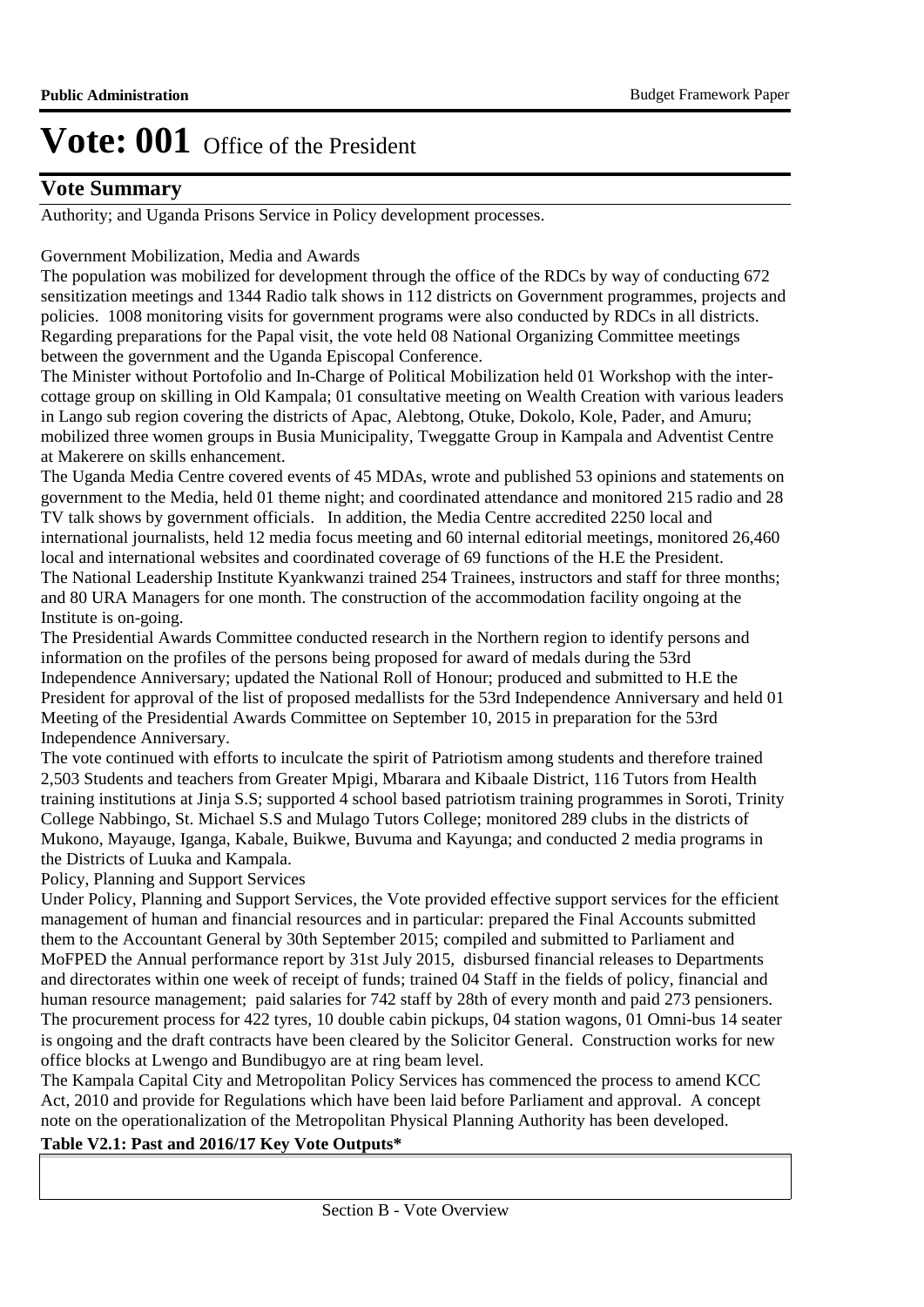# Vote: 001 Office of the President

## Vote Summary

Authority; and Uganda Prisons Service in Policy development processes.

Government Mobilization, Media and Awards

The population was mobilized for development through the office of the RDCs by way of conducting 672 sensitization meetings and 1344 Radio talk shows in 112 districts on Government programmes, projects and policies. 1008 monitoring visits for government programs were also conducted by RDCs in all districts. Regarding preparations for the Papal visit, the vote held 08 National Organizing Committee meetings between the government and the Uganda Episcopal Conference.

The Minister without Portofolio and In-Charge of Political Mobilization held 01 Workshop with the inter-cottage group on skilling in Old Kampala; 01 consultative meeting on Wealth Creation with various leaders in Lango sub region covering the districts of Apac, Alebtong, Otuke, Dokolo, Kole, Pader, and Amuru; mobilized three women groups in Busia Municipality, Tweggatte Group in Kampala and Adventist Centre at Makerere on skills enhancement.

The Uganda Media Centre covered events of 45 MDAs, wrote and published 53 opinions and statements on government to the Media, held 01 theme night; and coordinated attendance and monitored 215 radio and 28 TV talk shows by government officials. In addition, the Media Centre accredited 2250 local and international journalists, held 12 media focus meeting and 60 internal editorial meetings, monitored 26,460 local and international websites and coordinated coverage of 69 functions of the H.E the President.

The National Leadership Institute Kyankwanzi trained 254 Trainees, instructors and staff for three months; and 80 URA Managers for one month. The construction of the accommodation facility ongoing at the Institute is on-going.

The Presidential Awards Committee conducted research in the Northern region to identify persons and information on the profiles of the persons being proposed for award of medals during the 53rd Independence Anniversary; updated the National Roll of Honour; produced and submitted to H.E the President for approval of the list of proposed medallists for the 53rd Independence Anniversary and held 01 Meeting of the Presidential Awards Committee on September 10, 2015 in preparation for the 53rd Independence Anniversary.

The vote continued with efforts to inculcate the spirit of Patriotism among students and therefore trained 2,503 Students and teachers from Greater Mpigi, Mbarara and Kibaale District, 116 Tutors from Health training institutions at Jinja S.S; supported 4 school based patriotism training programmes in Soroti, Trinity College Nabbingo, St. Michael S.S and Mulago Tutors College; monitored 289 clubs in the districts of Mukono, Mayauge, Iganga, Kabale, Buikwe, Buvuma and Kayunga; and conducted 2 media programs in the Districts of Luuka and Kampala.

Policy, Planning and Support Services

Under Policy, Planning and Support Services, the Vote provided effective support services for the efficient management of human and financial resources and in particular: prepared the Final Accounts submitted them to the Accountant General by 30th September 2015; compiled and submitted to Parliament and MoFPED the Annual performance report by 31st July 2015, disbursed financial releases to Departments and directorates within one week of receipt of funds; trained 04 Staff in the fields of policy, financial and human resource management; paid salaries for 742 staff by 28th of every month and paid 273 pensioners. The procurement process for 422 tyres, 10 double cabin pickups, 04 station wagons, 01 Omni-bus 14 seater is ongoing and the draft contracts have been cleared by the Solicitor General. Construction works for new office blocks at Lwengo and Bundibugyo are at ring beam level.

The Kampala Capital City and Metropolitan Policy Services has commenced the process to amend KCC Act, 2010 and provide for Regulations which have been laid before Parliament and approval. A concept note on the operationalization of the Metropolitan Physical Planning Authority has been developed.

**Table V2.1: Past and 2016/17 Key Vote Outputs***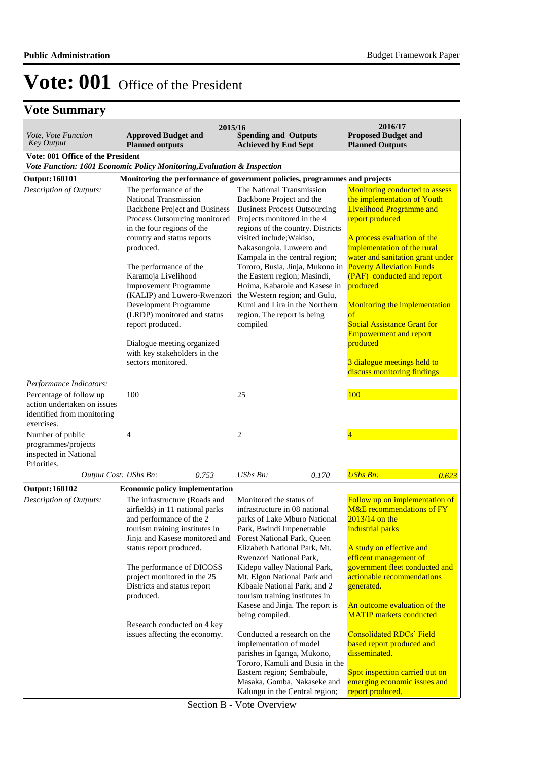# Vote: 001 Office of the President

## Vote Summary

| Vote, Vote Function Key Output | 2015/16 Approved Budget and Planned outputs | 2015/16 Spending and Outputs Achieved by End Sept | 2016/17 Proposed Budget and Planned Outputs |
|---|---|---|---|
| **Vote: 001 Office of the President** | | | |
| ***Vote Function: 1601 Economic Policy Monitoring,Evaluation & Inspection*** | | | |
| **Output: 160101** | **Monitoring the performance of government policies, programmes and projects** | | |
| *Description of Outputs:* | The performance of the National Transmission Backbone Project and Business Process Outsourcing monitored in the four regions of the country and status reports produced.<br><br>The performance of the Karamoja Livelihood Improvement Programme (KALIP) and Luwero-Rwenzori Development Programme (LRDP) monitored and status report produced.<br><br>Dialogue meeting organized with key stakeholders in the sectors monitored. | The National Transmission Backbone Project and the Business Process Outsourcing Projects monitored in the 4 regions of the country. Districts visited include;Wakiso, Nakasongola, Luweero and Kampala in the central region; Tororo, Busia, Jinja, Mukono in the Eastern region; Masindi, Hoima, Kabarole and Kasese in the Western region; and Gulu, Kumi and Lira in the Northern region. The report is being compiled | Monitoring conducted to assess the implementation of Youth Livelihood Programme and report produced<br><br>A process evaluation of the implementation of the rural water and sanitation grant under Poverty Alleviation Funds (PAF) conducted and report produced<br><br>Monitoring the implementation of<br>Social Assistance Grant for Empowerment and report produced<br><br>3 dialogue meetings held to discuss monitoring findings |
| *Performance Indicators:* | | | |
| Percentage of follow up action undertaken on issues identified from monitoring exercises. | 100 | 25 | 100 |
| Number of public programmes/projects inspected in National Priorities. | 4 | 2 | 4 |
| *Output Cost:* | *UShs Bn:* 0.753 | *UShs Bn:* 0.170 | *UShs Bn:* 0.623 |
| **Output: 160102** | **Economic policy implementation** | | |
| *Description of Outputs:* | The infrastructure (Roads and airfields) in 11 national parks and performance of the 2 tourism training institutes in Jinja and Kasese monitored and status report produced.<br><br>The performance of DICOSS project monitored in the 25 Districts and status report produced.<br><br>Research conducted on 4 key issues affecting the economy. | Monitored the status of infrastructure in 08 national parks of Lake Mburo National Park, Bwindi Impenetrable Forest National Park, Queen Elizabeth National Park, Mt. Rwenzori National Park, Kidepo valley National Park, Mt. Elgon National Park and Kibaale National Park; and 2 tourism training institutes in Kasese and Jinja. The report is being compiled.<br><br>Conducted a research on the implementation of model parishes in Iganga, Mukono, Tororo, Kamuli and Busia in the Eastern region; Sembabule, Masaka, Gomba, Nakaseke and Kalungu in the Central region; | Follow up on implementation of M&E recommendations of FY 2013/14 on the industrial parks<br><br>A study on effective and efficent management of government fleet conducted and actionable recommendations generated.<br><br>An outcome evaluation of the MATIP markets conducted<br><br>Consolidated RDCs' Field based report produced and disseminated.<br><br>Spot inspection carried out on emerging economic issues and report produced. |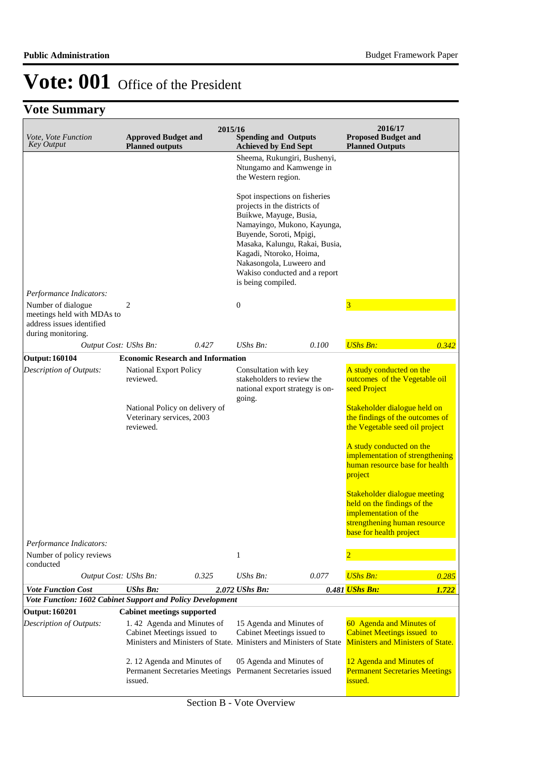# Vote: 001 Office of the President

## Vote Summary

| Vote, Vote Function Key Output | 2015/16 Approved Budget and Planned outputs | | 2015/16 Spending and Outputs Achieved by End Sept | | 2016/17 Proposed Budget and Planned Outputs | |
|---|---|---|---|---|---|---|
| | | | Sheema, Rukungiri, Bushenyi, Ntungamo and Kamwenge in the Western region.<br><br>Spot inspections on fisheries projects in the districts of Buikwe, Mayuge, Busia, Namayingo, Mukono, Kayunga, Buyende, Soroti, Mpigi, Masaka, Kalungu, Rakai, Busia, Kagadi, Ntoroko, Hoima, Nakasongola, Luweero and Wakiso conducted and a report is being compiled. | | | |
| *Performance Indicators:* | | | | | | |
| Number of dialogue meetings held with MDAs to address issues identified during monitoring. | 2 | | 0 | | 3 | |
| *Output Cost:* | *UShs Bn:* | *0.427* | *UShs Bn:* | *0.100* | *UShs Bn:* | *0.342* |
| **Output: 160104** | **Economic Research and Information** | | | | | |
| *Description of Outputs:* | National Export Policy reviewed.<br><br>National Policy on delivery of Veterinary services, 2003 reviewed. | | Consultation with key stakeholders to review the national export strategy is on-going. | | A study conducted on the outcomes of the Vegetable oil seed Project<br><br>Stakeholder dialogue held on the findings of the outcomes of the Vegetable seed oil project<br><br>A study conducted on the implementation of strengthening human resource base for health project<br><br>Stakeholder dialogue meeting held on the findings of the implementation of the strengthening human resource base for health project | |
| *Performance Indicators:* | | | | | | |
| Number of policy reviews conducted | | | 1 | | 2 | |
| *Output Cost:* | *UShs Bn:* | *0.325* | *UShs Bn:* | *0.077* | *UShs Bn:* | *0.285* |
| ***Vote Function Cost*** | ***UShs Bn:*** | ***2.072*** | ***UShs Bn:*** | ***0.481*** | ***UShs Bn:*** | ***1.722*** |
| ***Vote Function: 1602 Cabinet Support and Policy Development*** | | | | | | |
| **Output: 160201** | **Cabinet meetings supported** | | | | | |
| *Description of Outputs:* | 1. 42 Agenda and Minutes of Cabinet Meetings issued to Ministers and Ministers of State.<br><br>2. 12 Agenda and Minutes of Permanent Secretaries Meetings issued. | | 15 Agenda and Minutes of Cabinet Meetings issued to Ministers and Ministers of State<br><br>05 Agenda and Minutes of Permanent Secretaries issued | | 60 Agenda and Minutes of Cabinet Meetings issued to Ministers and Ministers of State.<br><br>12 Agenda and Minutes of Permanent Secretaries Meetings issued. | |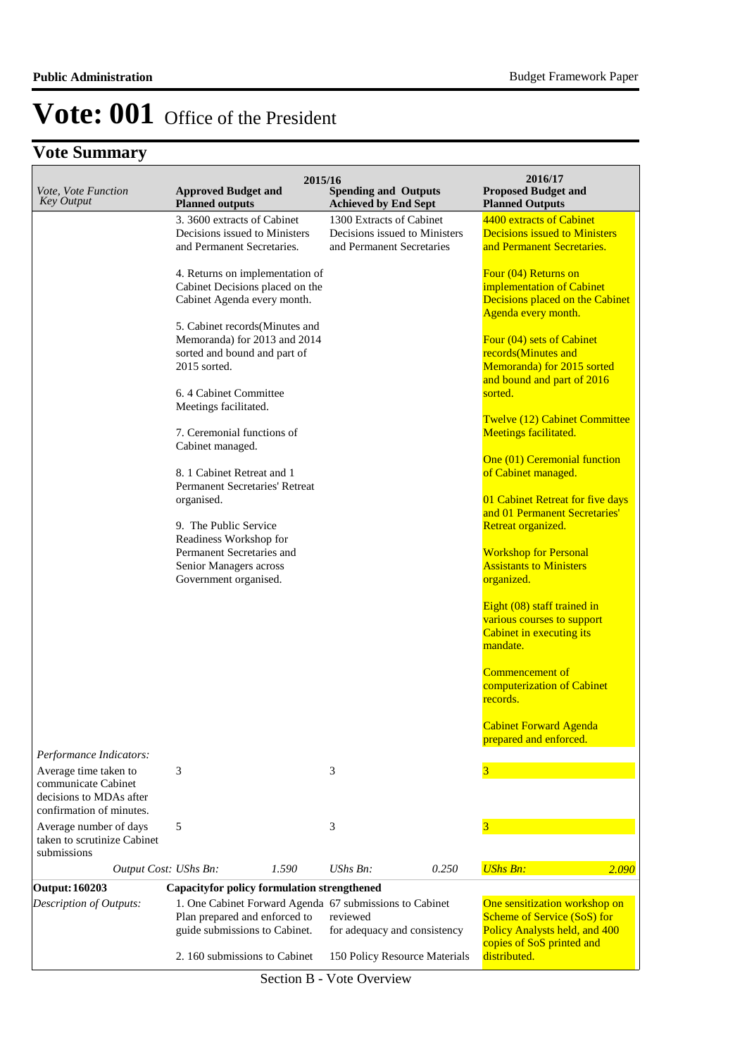# Vote: 001 Office of the President

## Vote Summary

| Vote, Vote Function<br>Key Output | 2015/16<br>Approved Budget and Planned outputs | <br>Spending and Outputs Achieved by End Sept | 2016/17<br>Proposed Budget and Planned Outputs |
|---|---|---|---|
| | 3. 3600 extracts of Cabinet Decisions issued to Ministers and Permanent Secretaries.<br><br>4. Returns on implementation of Cabinet Decisions placed on the Cabinet Agenda every month.<br><br>5. Cabinet records(Minutes and Memoranda) for 2013 and 2014 sorted and bound and part of 2015 sorted.<br><br>6. 4 Cabinet Committee Meetings facilitated.<br><br>7. Ceremonial functions of Cabinet managed.<br><br>8. 1 Cabinet Retreat and 1 Permanent Secretaries' Retreat organised.<br><br>9. The Public Service Readiness Workshop for Permanent Secretaries and Senior Managers across Government organised. | 1300 Extracts of Cabinet Decisions issued to Ministers and Permanent Secretaries | 4400 extracts of Cabinet Decisions issued to Ministers and Permanent Secretaries.<br><br>Four (04) Returns on implementation of Cabinet Decisions placed on the Cabinet Agenda every month.<br><br>Four (04) sets of Cabinet records(Minutes and Memoranda) for 2015 sorted and bound and part of 2016 sorted.<br><br>Twelve (12) Cabinet Committee Meetings facilitated.<br><br>One (01) Ceremonial function of Cabinet managed.<br><br>01 Cabinet Retreat for five days and 01 Permanent Secretaries' Retreat organized.<br><br>Workshop for Personal Assistants to Ministers organized.<br><br>Eight (08) staff trained in various courses to support Cabinet in executing its mandate.<br><br>Commencement of computerization of Cabinet records.<br><br>Cabinet Forward Agenda prepared and enforced. |
| *Performance Indicators:* | | | |
| Average time taken to communicate Cabinet decisions to MDAs after confirmation of minutes. | 3 | 3 | 3 |
| Average number of days taken to scrutinize Cabinet submissions | 5 | 3 | 3 |
| *Output Cost:* | *UShs Bn:* 1.590 | *UShs Bn:* 0.250 | *UShs Bn:* 2.090 |
| **Output: 160203** | **Capacityfor policy formulation strengthened** | | |
| *Description of Outputs:* | 1. One Cabinet Forward Agenda Plan prepared and enforced to guide submissions to Cabinet.<br><br>2. 160 submissions to Cabinet | 67 submissions to Cabinet reviewed for adequacy and consistency<br><br>150 Policy Resource Materials | One sensitization workshop on Scheme of Service (SoS) for Policy Analysts held, and 400 copies of SoS printed and distributed. |

Section B - Vote Overview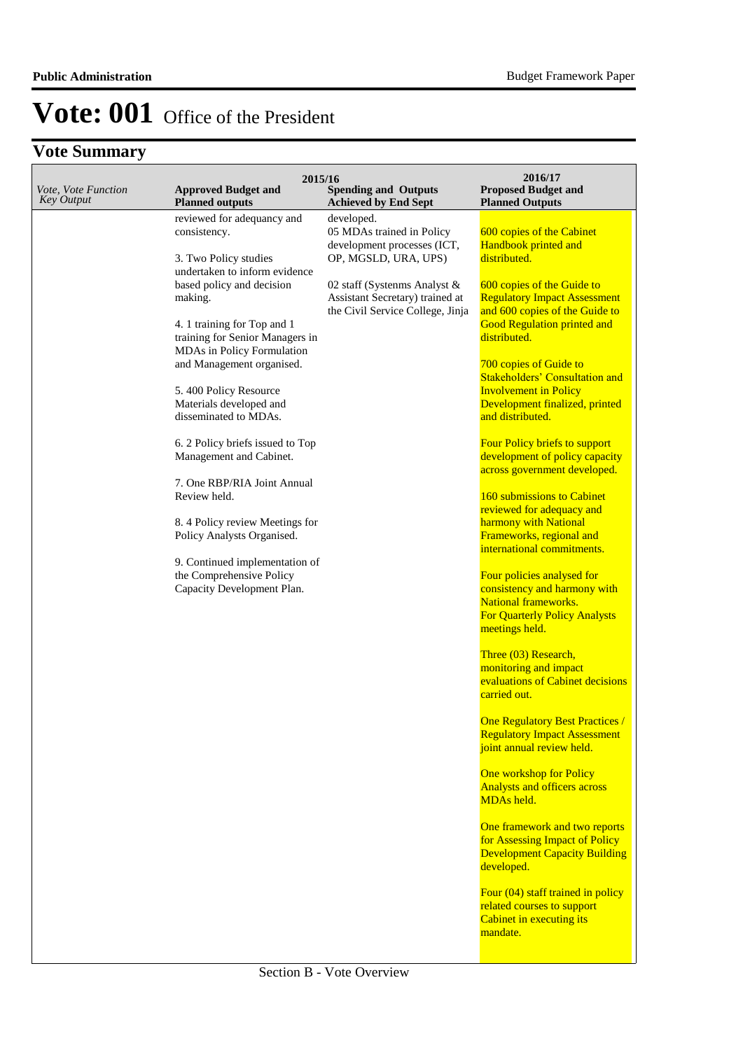# Vote: 001 Office of the President

## Vote Summary

| Vote, Vote Function Key Output | 2015/16 Approved Budget and Planned outputs | 2015/16 Spending and Outputs Achieved by End Sept | 2016/17 Proposed Budget and Planned Outputs |
|---|---|---|---|
| | reviewed for adequancy and consistency.<br><br>3. Two Policy studies undertaken to inform evidence based policy and decision making.<br><br>4. 1 training for Top and 1 training for Senior Managers in MDAs in Policy Formulation and Management organised.<br><br>5. 400 Policy Resource Materials developed and disseminated to MDAs.<br><br>6. 2 Policy briefs issued to Top Management and Cabinet.<br><br>7. One RBP/RIA Joint Annual Review held.<br><br>8. 4 Policy review Meetings for Policy Analysts Organised.<br><br>9. Continued implementation of the Comprehensive Policy Capacity Development Plan. | developed.<br>05 MDAs trained in Policy development processes (ICT, OP, MGSLD, URA, UPS)<br><br>02 staff (Systenms Analyst & Assistant Secretary) trained at the Civil Service College, Jinja | 600 copies of the Cabinet Handbook printed and distributed.<br><br>600 copies of the Guide to Regulatory Impact Assessment and 600 copies of the Guide to Good Regulation printed and distributed.<br><br>700 copies of Guide to Stakeholders' Consultation and Involvement in Policy Development finalized, printed and distributed.<br><br>Four Policy briefs to support development of policy capacity across government developed.<br><br>160 submissions to Cabinet reviewed for adequacy and harmony with National Frameworks, regional and international commitments.<br><br>Four policies analysed for consistency and harmony with National frameworks.<br>For Quarterly Policy Analysts meetings held.<br><br>Three (03) Research, monitoring and impact evaluations of Cabinet decisions carried out.<br><br>One Regulatory Best Practices / Regulatory Impact Assessment joint annual review held.<br><br>One workshop for Policy Analysts and officers across MDAs held.<br><br>One framework and two reports for Assessing Impact of Policy Development Capacity Building developed.<br><br>Four (04) staff trained in policy related courses to support Cabinet in executing its mandate. |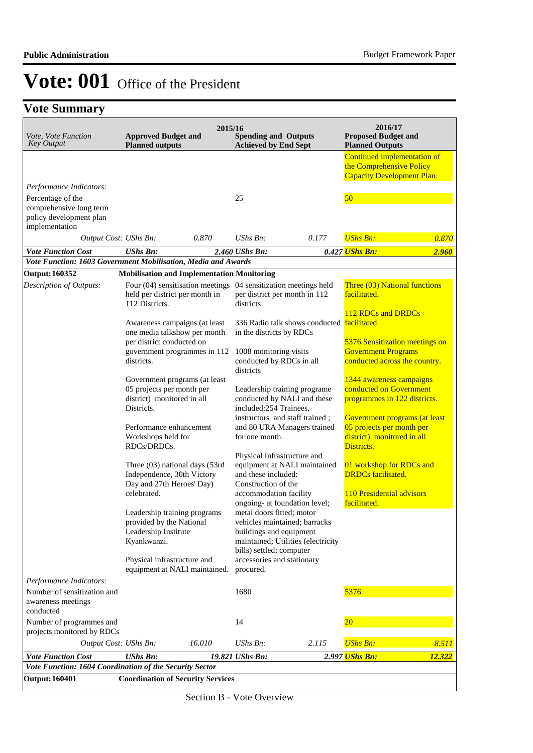# Vote: 001 Office of the President

## Vote Summary

| *Vote, Vote Function Key Output* | 2015/16 **Approved Budget and Planned outputs** | | 2015/16 **Spending and Outputs Achieved by End Sept** | | 2016/17 **Proposed Budget and Planned Outputs** | |
|---|---|---|---|---|---|---|
| | | | | | Continued implementation of the Comprehensive Policy Capacity Development Plan. | |
| *Performance Indicators:* | | | | | | |
| Percentage of the comprehensive long term policy development plan implementation | | | 25 | | 50 | |
| *Output Cost:* | *UShs Bn:* | *0.870* | *UShs Bn:* | *0.177* | *UShs Bn:* | *0.870* |
| ***Vote Function Cost*** | ***UShs Bn:*** | ***2.460*** | ***UShs Bn:*** | ***0.427*** | ***UShs Bn:*** | ***2.960*** |
| ***Vote Function: 1603 Government Mobilisation, Media and Awards*** | | | | | | |
| **Output: 160352** | **Mobilisation and Implementation Monitoring** | | | | | |
| *Description of Outputs:* | Four (04) sensitisation meetings held per district per month in 112 Districts.<br><br>Awareness campaigns (at least one media talkshow per month per district conducted on government programmes in 112 districts.<br><br>Government programs (at least 05 projects per month per district) monitored in all Districts.<br><br>Performance enhancement Workshops held for RDCs/DRDCs.<br><br>Three (03) national days (53rd Independence, 30th Victory Day and 27th Heroes' Day) celebrated.<br><br>Leadership training programs provided by the National Leadership Institute Kyankwanzi.<br><br>Physical infrastructure and equipment at NALI maintained. | | 04 sensitization meetings held per district per month in 112 districts<br><br>336 Radio talk shows conducted in the districts by RDCs<br><br>1008 monitoring visits conducted by RDCs in all districts<br><br>Leadership training programe conducted by NALI and these included:254 Trainees, instructors and staff trained ; and 80 URA Managers trained for one month.<br><br>Physical Infrastructure and equipment at NALI maintained and these included: Construction of the accommodation facility ongoing- at foundation level; metal doors fitted; motor vehicles maintained; barracks buildings and equipment maintained; Utilities (electricity bills) settled; computer accessories and stationary procured. | | Three (03) National functions facilitated.<br><br>112 RDCs and DRDCs facilitated.<br><br>5376 Sensitization meetings on Government Programs conducted across the country.<br><br>1344 awareness campaigns conducted on Government programmes in 122 districts.<br><br>Government programs (at least 05 projects per month per district) monitored in all Districts.<br><br>01 workshop for RDCs and DRDCs facilitated.<br><br>110 Presidential advisors facilitated. | |
| *Performance Indicators:* | | | | | | |
| Number of sensitization and awareness meetings conducted | | | 1680 | | 5376 | |
| Number of programmes and projects monitored by RDCs | | | 14 | | 20 | |
| *Output Cost:* | *UShs Bn:* | *16.010* | *UShs Bn:* | *2.115* | *UShs Bn:* | *8.511* |
| ***Vote Function Cost*** | ***UShs Bn:*** | ***19.821*** | ***UShs Bn:*** | ***2.997*** | ***UShs Bn:*** | ***12.322*** |
| ***Vote Function: 1604 Coordination of the Security Sector*** | | | | | | |
| **Output: 160401** | **Coordination of Security Services** | | | | | |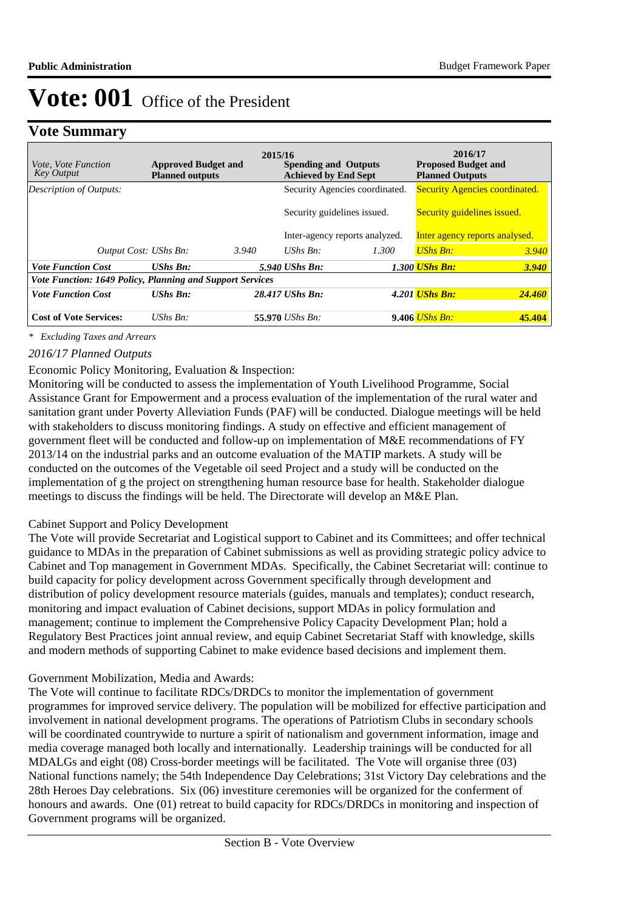# Vote: 001 Office of the President

## Vote Summary

| *Vote, Vote Function Key Output* | **Approved Budget and Planned outputs** (2015/16) | | **Spending and Outputs Achieved by End Sept** (2015/16) | | **2016/17 Proposed Budget and Planned Outputs** | |
|---|---|---|---|---|---|---|
| *Description of Outputs:* | | | Security Agencies coordinated.<br><br>Security guidelines issued.<br><br>Inter-agency reports analyzed. | | Security Agencies coordinated.<br><br>Security guidelines issued.<br><br>Inter agency reports analysed. | |
| *Output Cost:* | *UShs Bn:* | *3.940* | *UShs Bn:* | *1.300* | *UShs Bn:* | *3.940* |
| ***Vote Function Cost*** | ***UShs Bn:*** | ***5.940*** | ***UShs Bn:*** | ***1.300*** | ***UShs Bn:*** | ***3.940*** |
| ***Vote Function: 1649 Policy, Planning and Support Services*** | | | | | | |
| ***Vote Function Cost*** | ***UShs Bn:*** | ***28.417*** | ***UShs Bn:*** | ***4.201*** | ***UShs Bn:*** | ***24.460*** |
| **Cost of Vote Services:** | *UShs Bn:* | **55.970** | *UShs Bn:* | **9.406** | *UShs Bn:* | **45.404** |

*\* Excluding Taxes and Arrears*

*2016/17 Planned Outputs*

Economic Policy Monitoring, Evaluation & Inspection:

Monitoring will be conducted to assess the implementation of Youth Livelihood Programme, Social Assistance Grant for Empowerment and a process evaluation of the implementation of the rural water and sanitation grant under Poverty Alleviation Funds (PAF) will be conducted. Dialogue meetings will be held with stakeholders to discuss monitoring findings. A study on effective and efficient management of government fleet will be conducted and follow-up on implementation of M&E recommendations of FY 2013/14 on the industrial parks and an outcome evaluation of the MATIP markets. A study will be conducted on the outcomes of the Vegetable oil seed Project and a study will be conducted on the implementation of g the project on strengthening human resource base for health. Stakeholder dialogue meetings to discuss the findings will be held. The Directorate will develop an M&E Plan.

Cabinet Support and Policy Development

The Vote will provide Secretariat and Logistical support to Cabinet and its Committees; and offer technical guidance to MDAs in the preparation of Cabinet submissions as well as providing strategic policy advice to Cabinet and Top management in Government MDAs. Specifically, the Cabinet Secretariat will: continue to build capacity for policy development across Government specifically through development and distribution of policy development resource materials (guides, manuals and templates); conduct research, monitoring and impact evaluation of Cabinet decisions, support MDAs in policy formulation and management; continue to implement the Comprehensive Policy Capacity Development Plan; hold a Regulatory Best Practices joint annual review, and equip Cabinet Secretariat Staff with knowledge, skills and modern methods of supporting Cabinet to make evidence based decisions and implement them.

Government Mobilization, Media and Awards:

The Vote will continue to facilitate RDCs/DRDCs to monitor the implementation of government programmes for improved service delivery. The population will be mobilized for effective participation and involvement in national development programs. The operations of Patriotism Clubs in secondary schools will be coordinated countrywide to nurture a spirit of nationalism and government information, image and media coverage managed both locally and internationally. Leadership trainings will be conducted for all MDALGs and eight (08) Cross-border meetings will be facilitated. The Vote will organise three (03) National functions namely; the 54th Independence Day Celebrations; 31st Victory Day celebrations and the 28th Heroes Day celebrations. Six (06) investiture ceremonies will be organized for the conferment of honours and awards. One (01) retreat to build capacity for RDCs/DRDCs in monitoring and inspection of Government programs will be organized.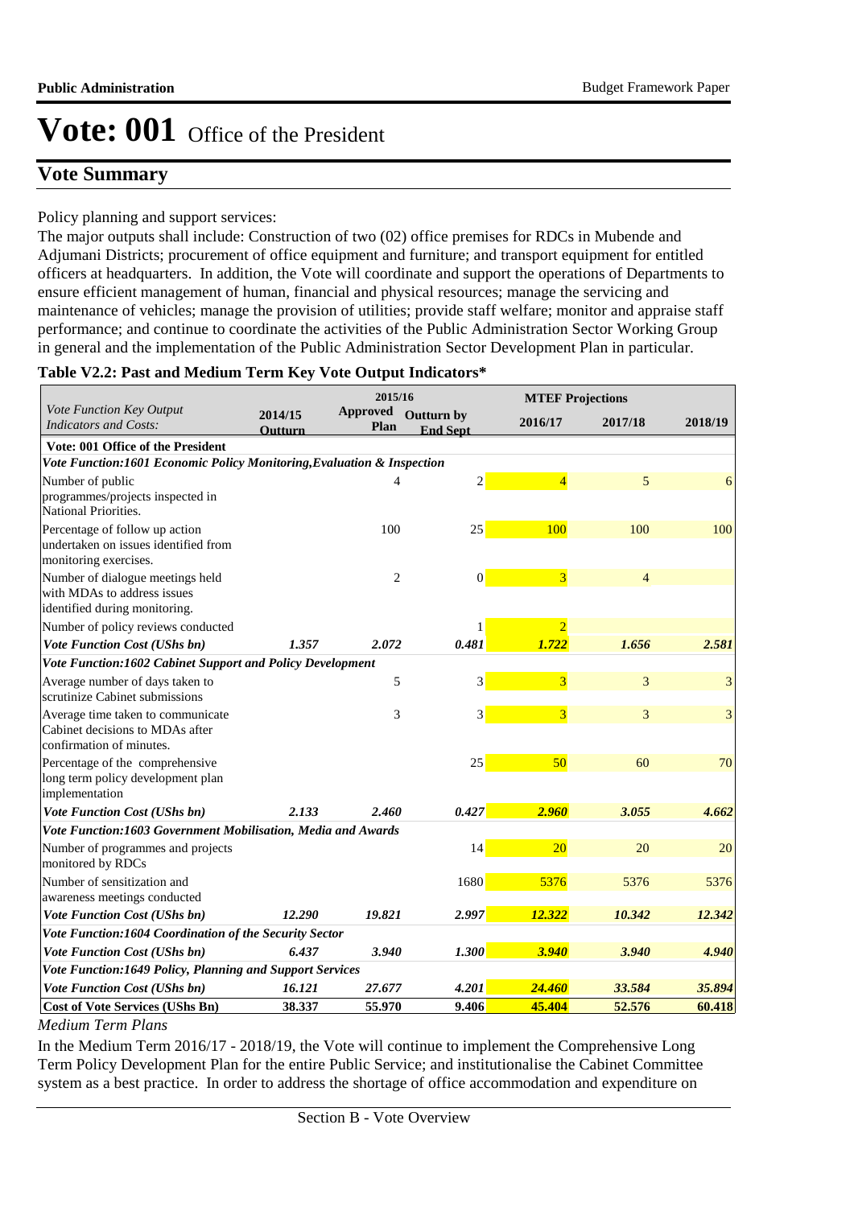# Vote: 001 Office of the President

## Vote Summary

Policy planning and support services:

The major outputs shall include: Construction of two (02) office premises for RDCs in Mubende and Adjumani Districts; procurement of office equipment and furniture; and transport equipment for entitled officers at headquarters. In addition, the Vote will coordinate and support the operations of Departments to ensure efficient management of human, financial and physical resources; manage the servicing and maintenance of vehicles; manage the provision of utilities; provide staff welfare; monitor and appraise staff performance; and continue to coordinate the activities of the Public Administration Sector Working Group in general and the implementation of the Public Administration Sector Development Plan in particular.

**Table V2.2: Past and Medium Term Key Vote Output Indicators***

| *Vote Function Key Output Indicators and Costs:* | 2014/15 Outturn | 2015/16 Approved Plan | 2015/16 Outturn by End Sept | MTEF Projections 2016/17 | MTEF Projections 2017/18 | MTEF Projections 2018/19 |
|---|---|---|---|---|---|---|
| **Vote: 001 Office of the President** | | | | | | |
| ***Vote Function:1601 Economic Policy Monitoring,Evaluation & Inspection*** | | | | | | |
| Number of public programmes/projects inspected in National Priorities. | | 4 | 2 | 4 | 5 | 6 |
| Percentage of follow up action undertaken on issues identified from monitoring exercises. | | 100 | 25 | 100 | 100 | 100 |
| Number of dialogue meetings held with MDAs to address issues identified during monitoring. | | 2 | 0 | 3 | 4 | |
| Number of policy reviews conducted | | | 1 | 2 | | |
| ***Vote Function Cost (UShs bn)*** | ***1.357*** | ***2.072*** | ***0.481*** | ***1.722*** | ***1.656*** | ***2.581*** |
| ***Vote Function:1602 Cabinet Support and Policy Development*** | | | | | | |
| Average number of days taken to scrutinize Cabinet submissions | | 5 | 3 | 3 | 3 | 3 |
| Average time taken to communicate Cabinet decisions to MDAs after confirmation of minutes. | | 3 | 3 | 3 | 3 | 3 |
| Percentage of the comprehensive long term policy development plan implementation | | | 25 | 50 | 60 | 70 |
| ***Vote Function Cost (UShs bn)*** | ***2.133*** | ***2.460*** | ***0.427*** | ***2.960*** | ***3.055*** | ***4.662*** |
| ***Vote Function:1603 Government Mobilisation, Media and Awards*** | | | | | | |
| Number of programmes and projects monitored by RDCs | | | 14 | 20 | 20 | 20 |
| Number of sensitization and awareness meetings conducted | | | 1680 | 5376 | 5376 | 5376 |
| ***Vote Function Cost (UShs bn)*** | ***12.290*** | ***19.821*** | ***2.997*** | ***12.322*** | ***10.342*** | ***12.342*** |
| ***Vote Function:1604 Coordination of the Security Sector*** | | | | | | |
| ***Vote Function Cost (UShs bn)*** | ***6.437*** | ***3.940*** | ***1.300*** | ***3.940*** | ***3.940*** | ***4.940*** |
| ***Vote Function:1649 Policy, Planning and Support Services*** | | | | | | |
| ***Vote Function Cost (UShs bn)*** | ***16.121*** | ***27.677*** | ***4.201*** | ***24.460*** | ***33.584*** | ***35.894*** |
| **Cost of Vote Services (UShs Bn)** | **38.337** | **55.970** | **9.406** | **45.404** | **52.576** | **60.418** |

*Medium Term Plans*

In the Medium Term 2016/17 - 2018/19, the Vote will continue to implement the Comprehensive Long Term Policy Development Plan for the entire Public Service; and institutionalise the Cabinet Committee system as a best practice. In order to address the shortage of office accommodation and expenditure on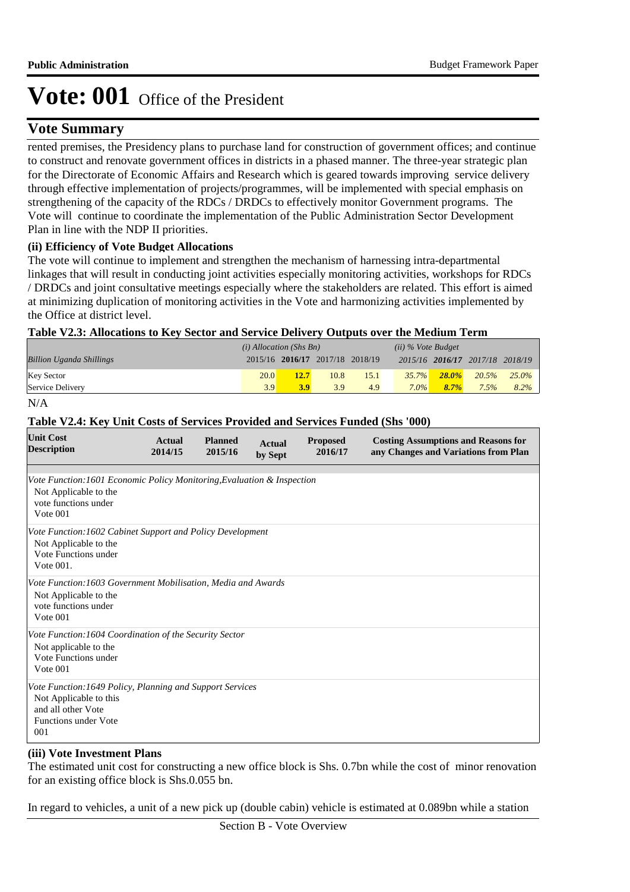# Vote: 001 Office of the President

## Vote Summary

rented premises, the Presidency plans to purchase land for construction of government offices; and continue to construct and renovate government offices in districts in a phased manner. The three-year strategic plan for the Directorate of Economic Affairs and Research which is geared towards improving service delivery through effective implementation of projects/programmes, will be implemented with special emphasis on strengthening of the capacity of the RDCs / DRDCs to effectively monitor Government programs. The Vote will continue to coordinate the implementation of the Public Administration Sector Development Plan in line with the NDP II priorities.

### (ii) Efficiency of Vote Budget Allocations

The vote will continue to implement and strengthen the mechanism of harnessing intra-departmental linkages that will result in conducting joint activities especially monitoring activities, workshops for RDCs / DRDCs and joint consultative meetings especially where the stakeholders are related. This effort is aimed at minimizing duplication of monitoring activities in the Vote and harmonizing activities implemented by the Office at district level.

**Table V2.3: Allocations to Key Sector and Service Delivery Outputs over the Medium Term**

| | *(i) Allocation (Shs Bn)* | | | | *(ii) % Vote Budget* | | | |
|---|---|---|---|---|---|---|---|---|
| *Billion Uganda Shillings* | 2015/16 | **2016/17** | 2017/18 | 2018/19 | *2015/16* | ***2016/17*** | *2017/18* | *2018/19* |
| Key Sector | 20.0 | **12.7** | 10.8 | 15.1 | *35.7%* | ***28.0%*** | *20.5%* | *25.0%* |
| Service Delivery | 3.9 | **3.9** | 3.9 | 4.9 | *7.0%* | ***8.7%*** | *7.5%* | *8.2%* |

N/A

**Table V2.4: Key Unit Costs of Services Provided and Services Funded (Shs '000)**

| Unit Cost Description | Actual 2014/15 | Planned 2015/16 | Actual by Sept | Proposed 2016/17 | Costing Assumptions and Reasons for any Changes and Variations from Plan |
|---|---|---|---|---|---|
| *Vote Function:1601 Economic Policy Monitoring,Evaluation & Inspection* | | | | | |
| Not Applicable to the vote functions under Vote 001 | | | | | |
| *Vote Function:1602 Cabinet Support and Policy Development* | | | | | |
| Not Applicable to the Vote Functions under Vote 001. | | | | | |
| *Vote Function:1603 Government Mobilisation, Media and Awards* | | | | | |
| Not Applicable to the vote functions under Vote 001 | | | | | |
| *Vote Function:1604 Coordination of the Security Sector* | | | | | |
| Not applicable to the Vote Functions under Vote 001 | | | | | |
| *Vote Function:1649 Policy, Planning and Support Services* | | | | | |
| Not Applicable to this and all other Vote Functions under Vote 001 | | | | | |

### (iii) Vote Investment Plans

The estimated unit cost for constructing a new office block is Shs. 0.7bn while the cost of minor renovation for an existing office block is Shs.0.055 bn.

In regard to vehicles, a unit of a new pick up (double cabin) vehicle is estimated at 0.089bn while a station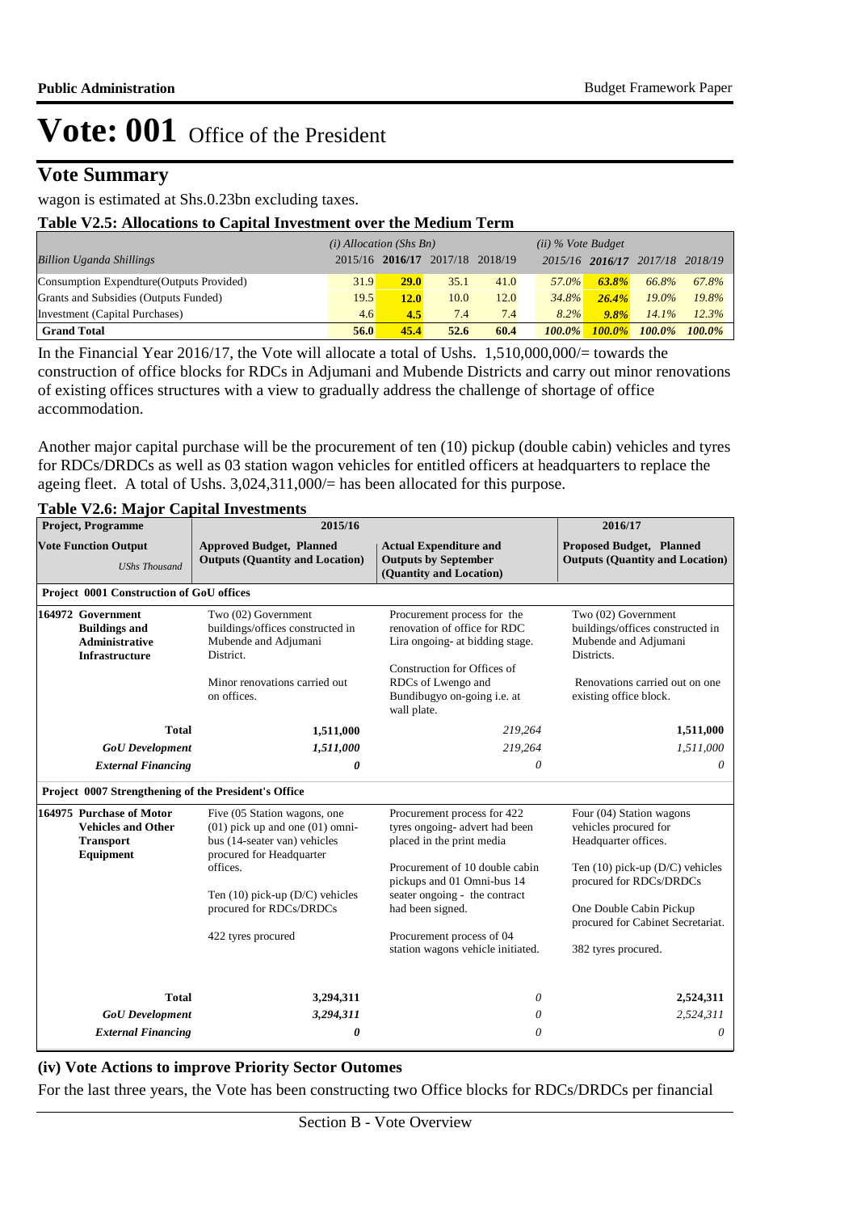# Vote: 001 Office of the President

## Vote Summary

wagon is estimated at Shs.0.23bn excluding taxes.

**Table V2.5: Allocations to Capital Investment over the Medium Term**

| *Billion Uganda Shillings* | *(i) Allocation (Shs Bn)* 2015/16 | **2016/17** | 2017/18 | 2018/19 | *(ii) % Vote Budget* 2015/16 | **2016/17** | 2017/18 | 2018/19 |
|---|---|---|---|---|---|---|---|---|
| Consumption Expendture(Outputs Provided) | 31.9 | **29.0** | 35.1 | 41.0 | *57.0%* | ***63.8%*** | *66.8%* | *67.8%* |
| Grants and Subsidies (Outputs Funded) | 19.5 | **12.0** | 10.0 | 12.0 | *34.8%* | ***26.4%*** | *19.0%* | *19.8%* |
| Investment (Capital Purchases) | 4.6 | **4.5** | 7.4 | 7.4 | *8.2%* | ***9.8%*** | *14.1%* | *12.3%* |
| **Grand Total** | **56.0** | **45.4** | **52.6** | **60.4** | ***100.0%*** | ***100.0%*** | ***100.0%*** | ***100.0%*** |

In the Financial Year 2016/17, the Vote will allocate a total of Ushs. 1,510,000,000/= towards the construction of office blocks for RDCs in Adjumani and Mubende Districts and carry out minor renovations of existing offices structures with a view to gradually address the challenge of shortage of office accommodation.

Another major capital purchase will be the procurement of ten (10) pickup (double cabin) vehicles and tyres for RDCs/DRDCs as well as 03 station wagon vehicles for entitled officers at headquarters to replace the ageing fleet. A total of Ushs. 3,024,311,000/= has been allocated for this purpose.

**Table V2.6: Major Capital Investments**

| **Project, Programme** | **2015/16** | | **2016/17** |
|---|---|---|---|
| **Vote Function Output** *UShs Thousand* | **Approved Budget, Planned Outputs (Quantity and Location)** | **Actual Expenditure and Outputs by September (Quantity and Location)** | **Proposed Budget, Planned Outputs (Quantity and Location)** |
| **Project 0001 Construction of GoU offices** | | | |
| **164972 Government Buildings and Administrative Infrastructure** | Two (02) Government buildings/offices constructed in Mubende and Adjumani District.<br><br>Minor renovations carried out on offices. | Procurement process for the renovation of office for RDC Lira ongoing- at bidding stage.<br><br>Construction for Offices of RDCs of Lwengo and Bundibugyo on-going i.e. at wall plate. | Two (02) Government buildings/offices constructed in Mubende and Adjumani Districts.<br><br>Renovations carried out on one existing office block. |
| **Total** | **1,511,000** | *219,264* | **1,511,000** |
| ***GoU Development*** | ***1,511,000*** | *219,264* | *1,511,000* |
| ***External Financing*** | ***0*** | *0* | *0* |
| **Project 0007 Strengthening of the President's Office** | | | |
| **164975 Purchase of Motor Vehicles and Other Transport Equipment** | Five (05 Station wagons, one (01) pick up and one (01) omni-bus (14-seater van) vehicles procured for Headquarter offices.<br><br>Ten (10) pick-up (D/C) vehicles procured for RDCs/DRDCs<br><br>422 tyres procured | Procurement process for 422 tyres ongoing- advert had been placed in the print media<br><br>Procurement of 10 double cabin pickups and 01 Omni-bus 14 seater ongoing - the contract had been signed.<br><br>Procurement process of 04 station wagons vehicle initiated. | Four (04) Station wagons vehicles procured for Headquarter offices.<br><br>Ten (10) pick-up (D/C) vehicles procured for RDCs/DRDCs<br><br>One Double Cabin Pickup procured for Cabinet Secretariat.<br><br>382 tyres procured. |
| **Total** | **3,294,311** | *0* | **2,524,311** |
| ***GoU Development*** | ***3,294,311*** | *0* | *2,524,311* |
| ***External Financing*** | ***0*** | *0* | *0* |

### (iv) Vote Actions to improve Priority Sector Outomes

For the last three years, the Vote has been constructing two Office blocks for RDCs/DRDCs per financial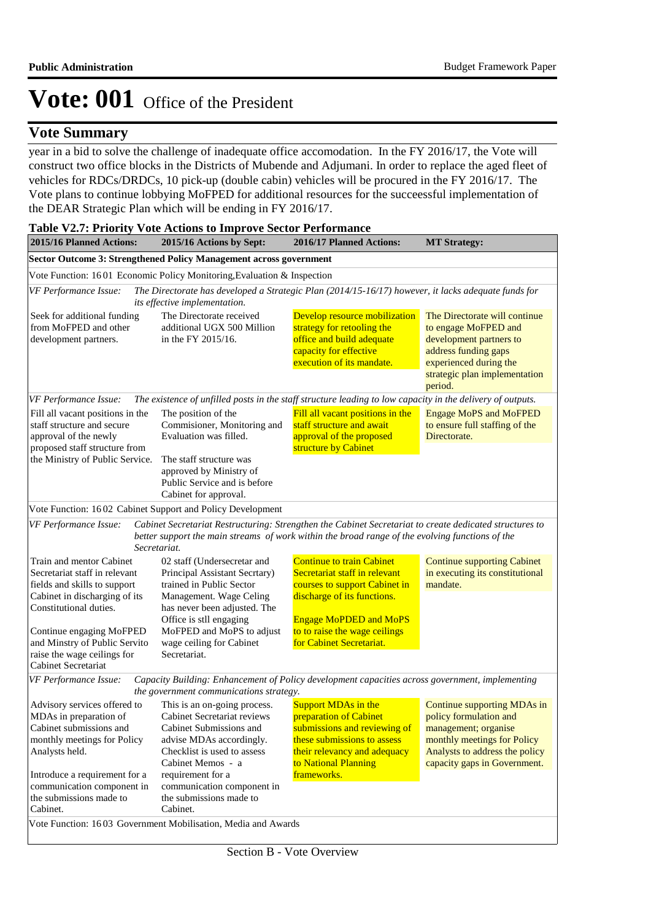# Vote: 001 Office of the President

## Vote Summary

year in a bid to solve the challenge of inadequate office accomodation. In the FY 2016/17, the Vote will construct two office blocks in the Districts of Mubende and Adjumani. In order to replace the aged fleet of vehicles for RDCs/DRDCs, 10 pick-up (double cabin) vehicles will be procured in the FY 2016/17. The Vote plans to continue lobbying MoFPED for additional resources for the succeessful implementation of the DEAR Strategic Plan which will be ending in FY 2016/17.

**Table V2.7: Priority Vote Actions to Improve Sector Performance**

| 2015/16 Planned Actions: | 2015/16 Actions by Sept: | 2016/17 Planned Actions: | MT Strategy: |
|---|---|---|---|
| **Sector Outcome 3: Strengthened Policy Management across government** | | | |
| Vote Function: 16 01 Economic Policy Monitoring,Evaluation & Inspection | | | |
| *VF Performance Issue:* | *The Directorate has developed a Strategic Plan (2014/15-16/17) however, it lacks adequate funds for its effective implementation.* | | |
| Seek for additional funding from MoFPED and other development partners. | The Directorate received additional UGX 500 Million in the FY 2015/16. | Develop resource mobilization strategy for retooling the office and build adequate capacity for effective execution of its mandate. | The Directorate will continue to engage MoFPED and development partners to address funding gaps experienced during the strategic plan implementation period. |
| *VF Performance Issue:* | *The existence of unfilled posts in the staff structure leading to low capacity in the delivery of outputs.* | | |
| Fill all vacant positions in the staff structure and secure approval of the newly proposed staff structure from the Ministry of Public Service. | The position of the Commisioner, Monitoring and Evaluation was filled.<br><br>The staff structure was approved by Ministry of Public Service and is before Cabinet for approval. | Fill all vacant positions in the staff structure and await approval of the proposed structure by Cabinet | Engage MoPS and MoFPED to ensure full staffing of the Directorate. |
| Vote Function: 16 02 Cabinet Support and Policy Development | | | |
| *VF Performance Issue:* | *Cabinet Secretariat Restructuring: Strengthen the Cabinet Secretariat to create dedicated structures to better support the main streams of work within the broad range of the evolving functions of the Secretariat.* | | |
| Train and mentor Cabinet Secretariat staff in relevant fields and skills to support Cabinet in discharging of its Constitutional duties.<br><br>Continue engaging MoFPED and Minstry of Public Servito raise the wage ceilings for Cabinet Secretariat | 02 staff (Undersecretar and Principal Assistant Secrtary) trained in Public Sector Management. Wage Celing has never been adjusted. The Office is stll engaging MoFPED and MoPS to adjust wage ceiling for Cabinet Secretariat. | Continue to train Cabinet Secretariat staff in relevant courses to support Cabinet in discharge of its functions.<br><br>Engage MoPDED and MoPS to to raise the wage ceilings for Cabinet Secretariat. | Continue supporting Cabinet in executing its constitutional mandate. |
| *VF Performance Issue:* | *Capacity Building: Enhancement of Policy development capacities across government, implementing the government communications strategy.* | | |
| Advisory services offered to MDAs in preparation of Cabinet submissions and monthly meetings for Policy Analysts held.<br><br>Introduce a requirement for a communication component in the submissions made to Cabinet. | This is an on-going process. Cabinet Secretariat reviews Cabinet Submissions and advise MDAs accordingly. Checklist is used to assess Cabinet Memos - a requirement for a communication component in the submissions made to Cabinet. | Support MDAs in the preparation of Cabinet submissions and reviewing of these submissions to assess their relevancy and adequacy to National Planning frameworks. | Continue supporting MDAs in policy formulation and management; organise monthly meetings for Policy Analysts to address the policy capacity gaps in Government. |
| Vote Function: 16 03 Government Mobilisation, Media and Awards | | | |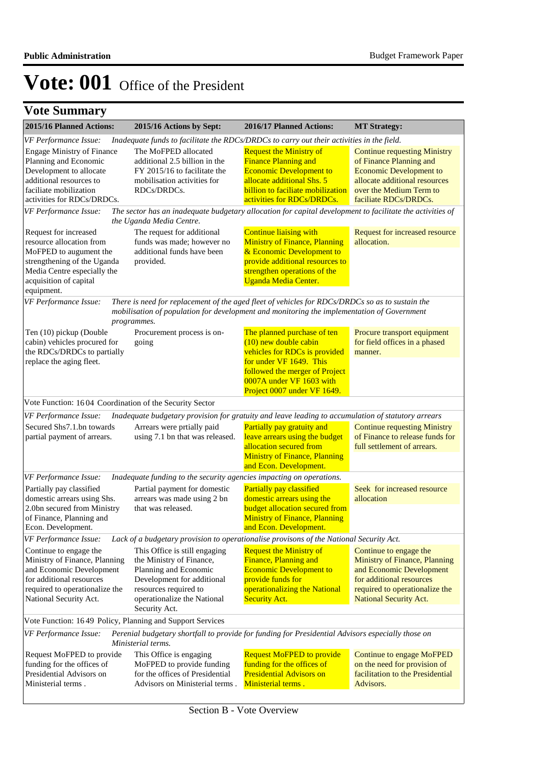# Vote: 001 Office of the President

## Vote Summary

| 2015/16 Planned Actions: | 2015/16 Actions by Sept: | 2016/17 Planned Actions: | MT Strategy: |
|---|---|---|---|
| *VF Performance Issue:* | *Inadequate funds to facilitate the RDCs/DRDCs to carry out their activities in the field.* | | |
| Engage Ministry of Finance Planning and Economic Development to allocate additional resources to faciliate mobilization activities for RDCs/DRDCs. | The MoFPED allocated additional 2.5 billion in the FY 2015/16 to facilitate the mobilisation activities for RDCs/DRDCs. | Request the Ministry of Finance Planning and Economic Development to allocate additional Shs. 5 billion to faciliate mobilization activities for RDCs/DRDCs. | Continue requesting Ministry of Finance Planning and Economic Development to allocate additional resources over the Medium Term to faciliate RDCs/DRDCs. |
| *VF Performance Issue:* | *The sector has an inadequate budgetary allocation for capital development to facilitate the activities of the Uganda Media Centre.* | | |
| Request for increased resource allocation from MoFPED to augument the strengthening of the Uganda Media Centre especially the acquisition of capital equipment. | The request for additional funds was made; however no additional funds have been provided. | Continue liaising with Ministry of Finance, Planning & Economic Development to provide additional resources to strengthen operations of the Uganda Media Center. | Request for increased resource allocation. |
| *VF Performance Issue:* | *There is need for replacement of the aged fleet of vehicles for RDCs/DRDCs so as to sustain the mobilisation of population for development and monitoring the implementation of Government programmes.* | | |
| Ten (10) pickup (Double cabin) vehicles procured for the RDCs/DRDCs to partially replace the aging fleet. | Procurement process is on-going | The planned purchase of ten (10) new double cabin vehicles for RDCs is provided for under VF 1649. This followed the merger of Project 0007A under VF 1603 with Project 0007 under VF 1649. | Procure transport equipment for field offices in a phased manner. |
| Vote Function: 1604 Coordination of the Security Sector | | | |
| *VF Performance Issue:* | *Inadequate budgetary provision for gratuity and leave leading to accumulation of statutory arrears* | | |
| Secured Shs7.1.bn towards partial payment of arrears. | Arrears were prtially paid using 7.1 bn that was released. | Partially pay gratuity and leave arrears using the budget allocation secured from Ministry of Finance, Planning and Econ. Development. | Continue requesting Ministry of Finance to release funds for full settlement of arrears. |
| *VF Performance Issue:* | *Inadequate funding to the security agencies impacting on operations.* | | |
| Partially pay classified domestic arrears using Shs. 2.0bn secured from Ministry of Finance, Planning and Econ. Development. | Partial payment for domestic arrears was made using 2 bn that was released. | Partially pay classified domestic arrears using the budget allocation secured from Ministry of Finance, Planning and Econ. Development. | Seek for increased resource allocation |
| *VF Performance Issue:* | *Lack of a budgetary provision to operationalise provisons of the National Security Act.* | | |
| Continue to engage the Ministry of Finance, Planning and Economic Development for additional resources required to operationalize the National Security Act. | This Office is still engaging the Ministry of Finance, Planning and Economic Development for additional resources required to operationalize the National Security Act. | Request the Ministry of Finance, Planning and Economic Development to provide funds for operationalizing the National Security Act. | Continue to engage the Ministry of Finance, Planning and Economic Development for additional resources required to operationalize the National Security Act. |
| Vote Function: 1649 Policy, Planning and Support Services | | | |
| *VF Performance Issue:* | *Perenial budgetary shortfall to provide for funding for Presidential Advisors especially those on Ministerial terms.* | | |
| Request MoFPED to provide funding for the offices of Presidential Advisors on Ministerial terms . | This Office is engaging MoFPED to provide funding for the offices of Presidential Advisors on Ministerial terms . | Request MoFPED to provide funding for the offices of Presidential Advisors on Ministerial terms . | Continue to engage MoFPED on the need for provision of facilitation to the Presidential Advisors. |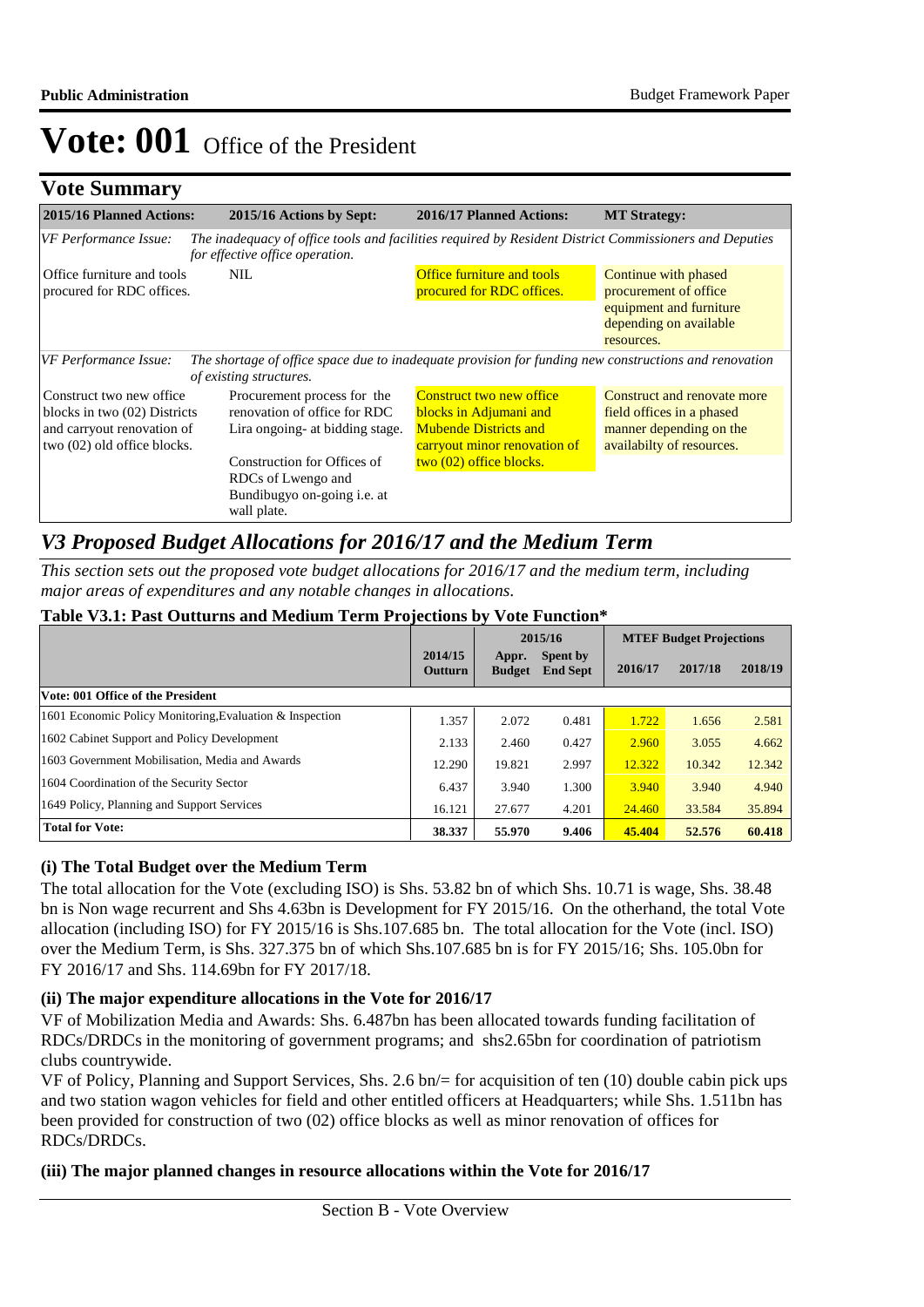# Vote: 001 Office of the President

## Vote Summary

| 2015/16 Planned Actions: | 2015/16 Actions by Sept: | 2016/17 Planned Actions: | MT Strategy: |
|---|---|---|---|
| *VF Performance Issue:* | *The inadequacy of office tools and facilities required by Resident District Commissioners and Deputies for effective office operation.* | | |
| Office furniture and tools procured for RDC offices. | NIL | Office furniture and tools procured for RDC offices. | Continue with phased procurement of office equipment and furniture depending on available resources. |
| *VF Performance Issue:* | *The shortage of office space due to inadequate provision for funding new constructions and renovation of existing structures.* | | |
| Construct two new office blocks in two (02) Districts and carryout renovation of two (02) old office blocks. | Procurement process for the renovation of office for RDC Lira ongoing- at bidding stage.<br><br>Construction for Offices of RDCs of Lwengo and Bundibugyo on-going i.e. at wall plate. | Construct two new office blocks in Adjumani and Mubende Districts and carryout minor renovation of two (02) office blocks. | Construct and renovate more field offices in a phased manner depending on the availabilty of resources. |

## *V3 Proposed Budget Allocations for 2016/17 and the Medium Term*

*This section sets out the proposed vote budget allocations for 2016/17 and the medium term, including major areas of expenditures and any notable changes in allocations.*

**Table V3.1: Past Outturns and Medium Term Projections by Vote Function***

| | 2014/15 Outturn | 2015/16 Appr. Budget | 2015/16 Spent by End Sept | 2016/17 | 2017/18 | 2018/19 |
|---|---|---|---|---|---|---|
| | | | | **MTEF Budget Projections** | | |
| **Vote: 001 Office of the President** | | | | | | |
| 1601 Economic Policy Monitoring,Evaluation & Inspection | 1.357 | 2.072 | 0.481 | 1.722 | 1.656 | 2.581 |
| 1602 Cabinet Support and Policy Development | 2.133 | 2.460 | 0.427 | 2.960 | 3.055 | 4.662 |
| 1603 Government Mobilisation, Media and Awards | 12.290 | 19.821 | 2.997 | 12.322 | 10.342 | 12.342 |
| 1604 Coordination of the Security Sector | 6.437 | 3.940 | 1.300 | 3.940 | 3.940 | 4.940 |
| 1649 Policy, Planning and Support Services | 16.121 | 27.677 | 4.201 | 24.460 | 33.584 | 35.894 |
| **Total for Vote:** | **38.337** | **55.970** | **9.406** | **45.404** | **52.576** | **60.418** |

### (i) The Total Budget over the Medium Term

The total allocation for the Vote (excluding ISO) is Shs. 53.82 bn of which Shs. 10.71 is wage, Shs. 38.48 bn is Non wage recurrent and Shs 4.63bn is Development for FY 2015/16. On the otherhand, the total Vote allocation (including ISO) for FY 2015/16 is Shs.107.685 bn. The total allocation for the Vote (incl. ISO) over the Medium Term, is Shs. 327.375 bn of which Shs.107.685 bn is for FY 2015/16; Shs. 105.0bn for FY 2016/17 and Shs. 114.69bn for FY 2017/18.

### (ii) The major expenditure allocations in the Vote for 2016/17

VF of Mobilization Media and Awards: Shs. 6.487bn has been allocated towards funding facilitation of RDCs/DRDCs in the monitoring of government programs; and shs2.65bn for coordination of patriotism clubs countrywide.

VF of Policy, Planning and Support Services, Shs. 2.6 bn/= for acquisition of ten (10) double cabin pick ups and two station wagon vehicles for field and other entitled officers at Headquarters; while Shs. 1.511bn has been provided for construction of two (02) office blocks as well as minor renovation of offices for RDCs/DRDCs.

### (iii) The major planned changes in resource allocations within the Vote for 2016/17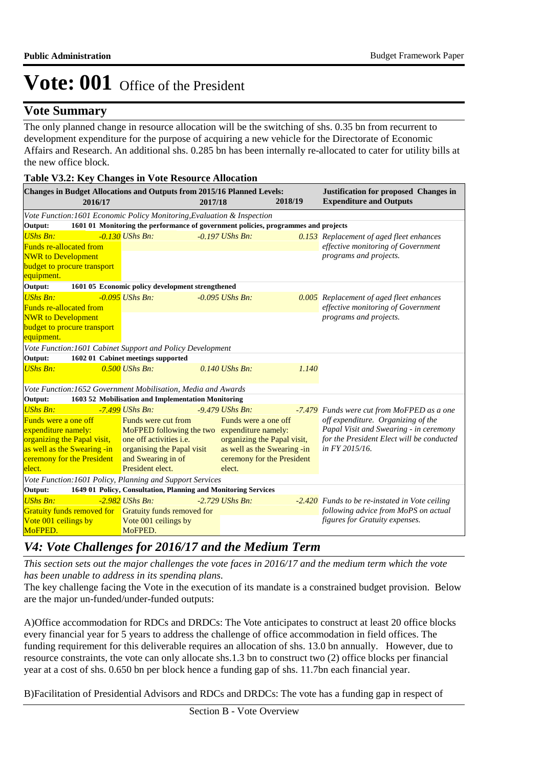# Vote: 001 Office of the President

## Vote Summary

The only planned change in resource allocation will be the switching of shs. 0.35 bn from recurrent to development expenditure for the purpose of acquiring a new vehicle for the Directorate of Economic Affairs and Research. An additional shs. 0.285 bn has been internally re-allocated to cater for utility bills at the new office block.

**Table V3.2: Key Changes in Vote Resource Allocation**

| Changes in Budget Allocations and Outputs from 2015/16 Planned Levels: 2016/17 | 2017/18 | 2018/19 | Justification for proposed Changes in Expenditure and Outputs |
|---|---|---|---|
| *Vote Function:1601 Economic Policy Monitoring,Evaluation & Inspection* | | | |
| **Output: 1601 01 Monitoring the performance of government policies, programmes and projects** | | | |
| *UShs Bn:* *-0.130* Funds re-allocated from NWR to Development budget to procure transport equipment. | *UShs Bn:* *-0.197* | *UShs Bn:* *0.153* | *Replacement of aged fleet enhances effective monitoring of Government programs and projects.* |
| **Output: 1601 05 Economic policy development strengthened** | | | |
| *UShs Bn:* *-0.095* Funds re-allocated from NWR to Development budget to procure transport equipment. | *UShs Bn:* *-0.095* | *UShs Bn:* *0.005* | *Replacement of aged fleet enhances effective monitoring of Government programs and projects.* |
| *Vote Function:1601 Cabinet Support and Policy Development* | | | |
| **Output: 1602 01 Cabinet meetings supported** | | | |
| *UShs Bn:* *0.500* | *UShs Bn:* *0.140* | *UShs Bn:* *1.140* | |
| *Vote Function:1652 Government Mobilisation, Media and Awards* | | | |
| **Output: 1603 52 Mobilisation and Implementation Monitoring** | | | |
| *UShs Bn:* *-7.499* Funds were a one off expenditure namely: organizing the Papal visit, as well as the Swearing -in ceremony for the President elect. | *UShs Bn:* *-9.479* Funds were cut from MoFPED following the two one off activities i.e. organising the Papal visit and Swearing in of President elect. | *UShs Bn:* *-7.479* Funds were a one off expenditure namely: organizing the Papal visit, as well as the Swearing -in ceremony for the President elect. | *Funds were cut from MoFPED as a one off expenditure. Organizing of the Papal Visit and Swearing - in ceremony for the President Elect will be conducted in FY 2015/16.* |
| *Vote Function:1601 Policy, Planning and Support Services* | | | |
| **Output: 1649 01 Policy, Consultation, Planning and Monitoring Services** | | | |
| *UShs Bn:* *-2.982* Gratuity funds removed for Vote 001 ceilings by MoFPED. | *UShs Bn:* *-2.729* Gratuity funds removed for Vote 001 ceilings by MoFPED. | *UShs Bn:* *-2.420* | *Funds to be re-instated in Vote ceiling following advice from MoPS on actual figures for Gratuity expenses.* |

## *V4: Vote Challenges for 2016/17 and the Medium Term*

*This section sets out the major challenges the vote faces in 2016/17 and the medium term which the vote has been unable to address in its spending plans.*

The key challenge facing the Vote in the execution of its mandate is a constrained budget provision. Below are the major un-funded/under-funded outputs:

A)Office accommodation for RDCs and DRDCs: The Vote anticipates to construct at least 20 office blocks every financial year for 5 years to address the challenge of office accommodation in field offices. The funding requirement for this deliverable requires an allocation of shs. 13.0 bn annually. However, due to resource constraints, the vote can only allocate shs.1.3 bn to construct two (2) office blocks per financial year at a cost of shs. 0.650 bn per block hence a funding gap of shs. 11.7bn each financial year.

B)Facilitation of Presidential Advisors and RDCs and DRDCs: The vote has a funding gap in respect of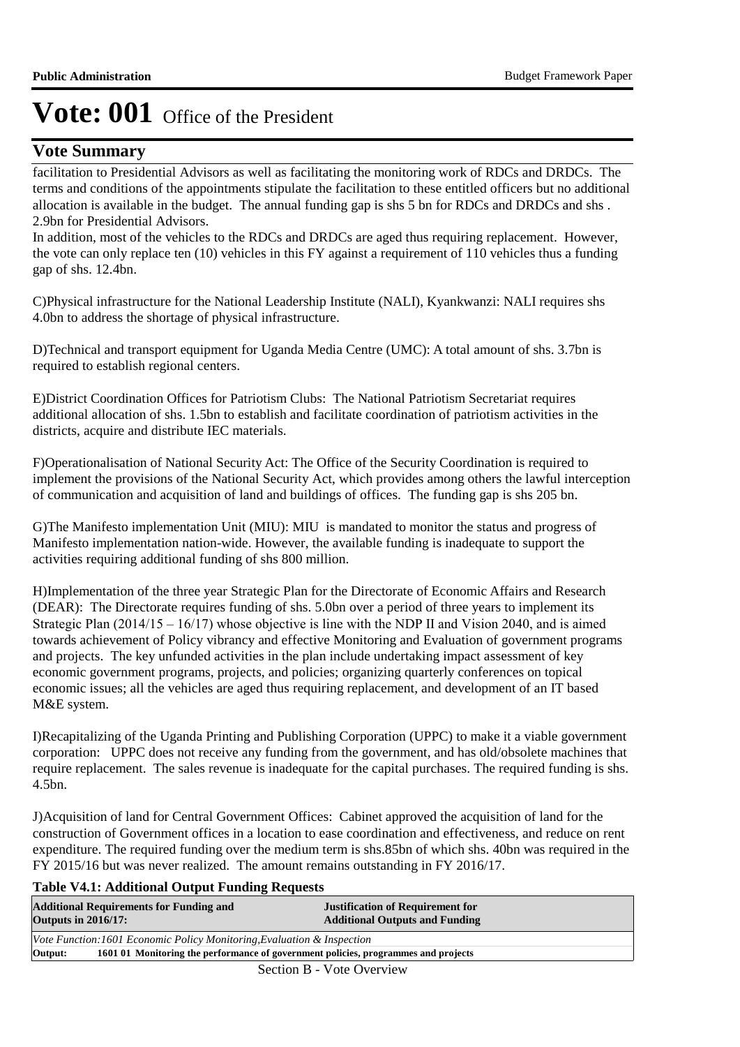# Vote: 001 Office of the President

## Vote Summary

facilitation to Presidential Advisors as well as facilitating the monitoring work of RDCs and DRDCs. The terms and conditions of the appointments stipulate the facilitation to these entitled officers but no additional allocation is available in the budget. The annual funding gap is shs 5 bn for RDCs and DRDCs and shs . 2.9bn for Presidential Advisors.

In addition, most of the vehicles to the RDCs and DRDCs are aged thus requiring replacement. However, the vote can only replace ten (10) vehicles in this FY against a requirement of 110 vehicles thus a funding gap of shs. 12.4bn.

C)Physical infrastructure for the National Leadership Institute (NALI), Kyankwanzi: NALI requires shs 4.0bn to address the shortage of physical infrastructure.

D)Technical and transport equipment for Uganda Media Centre (UMC): A total amount of shs. 3.7bn is required to establish regional centers.

E)District Coordination Offices for Patriotism Clubs: The National Patriotism Secretariat requires additional allocation of shs. 1.5bn to establish and facilitate coordination of patriotism activities in the districts, acquire and distribute IEC materials.

F)Operationalisation of National Security Act: The Office of the Security Coordination is required to implement the provisions of the National Security Act, which provides among others the lawful interception of communication and acquisition of land and buildings of offices. The funding gap is shs 205 bn.

G)The Manifesto implementation Unit (MIU): MIU is mandated to monitor the status and progress of Manifesto implementation nation-wide. However, the available funding is inadequate to support the activities requiring additional funding of shs 800 million.

H)Implementation of the three year Strategic Plan for the Directorate of Economic Affairs and Research (DEAR): The Directorate requires funding of shs. 5.0bn over a period of three years to implement its Strategic Plan (2014/15 – 16/17) whose objective is line with the NDP II and Vision 2040, and is aimed towards achievement of Policy vibrancy and effective Monitoring and Evaluation of government programs and projects. The key unfunded activities in the plan include undertaking impact assessment of key economic government programs, projects, and policies; organizing quarterly conferences on topical economic issues; all the vehicles are aged thus requiring replacement, and development of an IT based M&E system.

I)Recapitalizing of the Uganda Printing and Publishing Corporation (UPPC) to make it a viable government corporation: UPPC does not receive any funding from the government, and has old/obsolete machines that require replacement. The sales revenue is inadequate for the capital purchases. The required funding is shs. 4.5bn.

J)Acquisition of land for Central Government Offices: Cabinet approved the acquisition of land for the construction of Government offices in a location to ease coordination and effectiveness, and reduce on rent expenditure. The required funding over the medium term is shs.85bn of which shs. 40bn was required in the FY 2015/16 but was never realized. The amount remains outstanding in FY 2016/17.

**Table V4.1: Additional Output Funding Requests**

| Additional Requirements for Funding and Outputs in 2016/17: | Justification of Requirement for Additional Outputs and Funding |
|---|---|
| *Vote Function:1601 Economic Policy Monitoring,Evaluation & Inspection* | |
| **Output: 1601 01 Monitoring the performance of government policies, programmes and projects** | |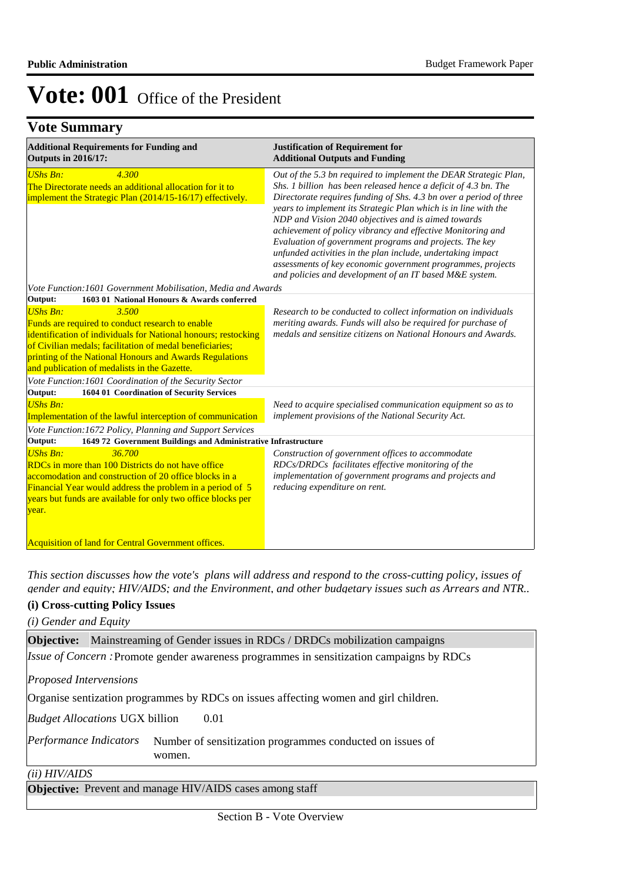# Vote: 001 Office of the President

## Vote Summary

| Additional Requirements for Funding and Outputs in 2016/17: | Justification of Requirement for Additional Outputs and Funding |
|---|---|
| *UShs Bn:* *4.300*<br>The Directorate needs an additional allocation for it to implement the Strategic Plan (2014/15-16/17) effectively. | *Out of the 5.3 bn required to implement the DEAR Strategic Plan, Shs. 1 billion has been released hence a deficit of 4.3 bn. The Directorate requires funding of Shs. 4.3 bn over a period of three years to implement its Strategic Plan which is in line with the NDP and Vision 2040 objectives and is aimed towards achievement of policy vibrancy and effective Monitoring and Evaluation of government programs and projects. The key unfunded activities in the plan include, undertaking impact assessments of key economic government programmes, projects and policies and development of an IT based M&E system.* |
| *Vote Function:1601 Government Mobilisation, Media and Awards* | |
| **Output: 1603 01 National Honours & Awards conferred** | |
| *UShs Bn:* *3.500*<br>Funds are required to conduct research to enable identification of individuals for National honours; restocking of Civilian medals; facilitation of medal beneficiaries; printing of the National Honours and Awards Regulations and publication of medalists in the Gazette. | *Research to be conducted to collect information on individuals meriting awards. Funds will also be required for purchase of medals and sensitize citizens on National Honours and Awards.* |
| *Vote Function:1601 Coordination of the Security Sector* | |
| **Output: 1604 01 Coordination of Security Services** | |
| *UShs Bn:*<br>Implementation of the lawful interception of communication | *Need to acquire specialised communication equipment so as to implement provisions of the National Security Act.* |
| *Vote Function:1672 Policy, Planning and Support Services* | |
| **Output: 1649 72 Government Buildings and Administrative Infrastructure** | |
| *UShs Bn:* *36.700*<br>RDCs in more than 100 Districts do not have office accomodation and construction of 20 office blocks in a Financial Year would address the problem in a period of 5 years but funds are available for only two office blocks per year.<br><br>Acquisition of land for Central Government offices. | *Construction of government offices to accommodate RDCs/DRDCs facilitates effective monitoring of the implementation of government programs and projects and reducing expenditure on rent.* |

*This section discusses how the vote's plans will address and respond to the cross-cutting policy, issues of gender and equity; HIV/AIDS; and the Environment, and other budgetary issues such as Arrears and NTR..*

**(i) Cross-cutting Policy Issues**

*(i) Gender and Equity*

**Objective:** Mainstreaming of Gender issues in RDCs / DRDCs mobilization campaigns

*Issue of Concern :* Promote gender awareness programmes in sensitization campaigns by RDCs

*Proposed Intervensions*

Organise sentization programmes by RDCs on issues affecting women and girl children.

*Budget Allocations* UGX billion 0.01

*Performance Indicators* Number of sensitization programmes conducted on issues of women.

*(ii) HIV/AIDS*

**Objective:** Prevent and manage HIV/AIDS cases among staff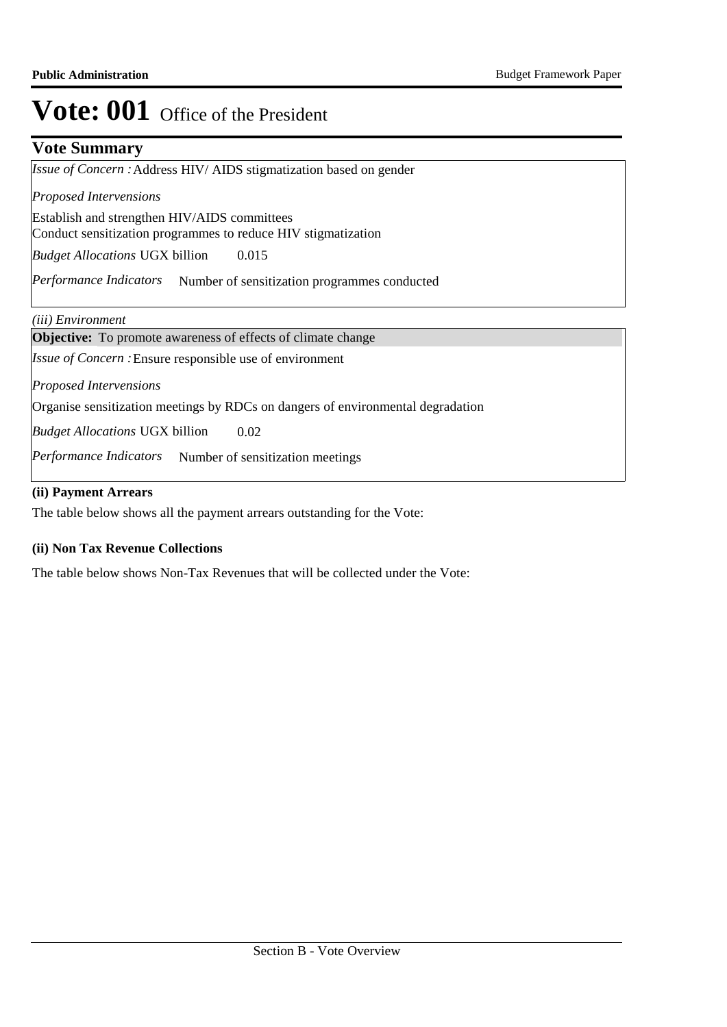# Vote: 001 Office of the President

## Vote Summary

*Issue of Concern :* Address HIV/ AIDS stigmatization based on gender

*Proposed Interventions*

Establish and strengthen HIV/AIDS committees
Conduct sensitization programmes to reduce HIV stigmatization

*Budget Allocations* UGX billion 0.015

*Performance Indicators* Number of sensitization programmes conducted

*(iii) Environment*

**Objective:** To promote awareness of effects of climate change

*Issue of Concern :* Ensure responsible use of environment

*Proposed Interventions*

Organise sensitization meetings by RDCs on dangers of environmental degradation

*Budget Allocations* UGX billion 0.02

*Performance Indicators* Number of sensitization meetings

**(ii) Payment Arrears**

The table below shows all the payment arrears outstanding for the Vote:

**(ii) Non Tax Revenue Collections**

The table below shows Non-Tax Revenues that will be collected under the Vote: